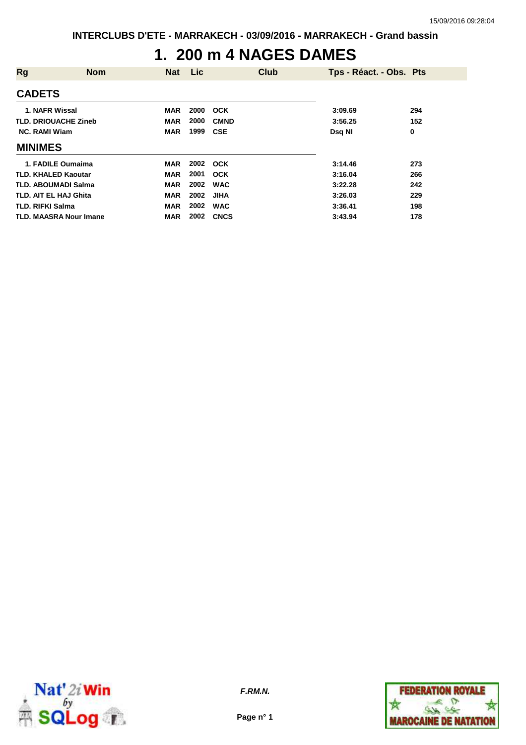**INTERCLUBS D'ETE - MARRAKECH - 03/09/2016 - MARRAKECH - Grand bassin**

# 1. 200 m 4 NAGES DAMES

| Rg | Nom | Nat | Lic | Club | Tps - Réact. - Obs. | Pts |
|---|---|---|---|---|---|---|
| **CADETS** | | | | | | |
| 1. | NAFR Wissal | MAR | 2000 | OCK | 3:09.69 | 294 |
| TLD. | DRIOUACHE Zineb | MAR | 2000 | CMND | 3:56.25 | 152 |
| NC. | RAMI Wiam | MAR | 1999 | CSE | Dsq NI | 0 |
| **MINIMES** | | | | | | |
| 1. | FADILE Oumaima | MAR | 2002 | OCK | 3:14.46 | 273 |
| TLD. | KHALED Kaoutar | MAR | 2001 | OCK | 3:16.04 | 266 |
| TLD. | ABOUMADI Salma | MAR | 2002 | WAC | 3:22.28 | 242 |
| TLD. | AIT EL HAJ Ghita | MAR | 2002 | JIHA | 3:26.03 | 229 |
| TLD. | RIFKI Salma | MAR | 2002 | WAC | 3:36.41 | 198 |
| TLD. | MAASRA Nour Imane | MAR | 2002 | CNCS | 3:43.94 | 178 |

*F.RM.N.*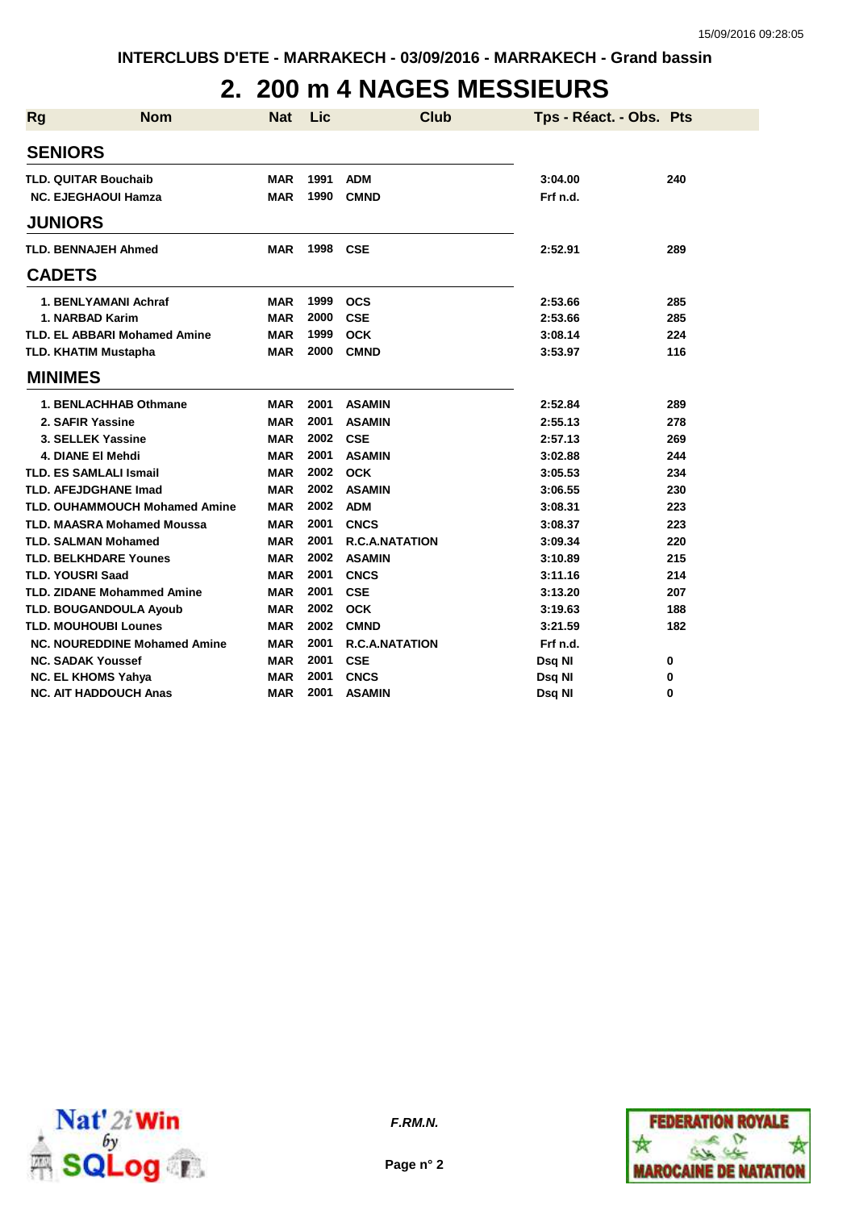INTERCLUBS D'ETE - MARRAKECH - 03/09/2016 - MARRAKECH - Grand bassin

# 2. 200 m 4 NAGES MESSIEURS

| Rg | Nom | Nat | Lic | Club | Tps - Réact. - Obs. | Pts |
|---|---|---|---|---|---|---|
| **SENIORS** | | | | | | |
| TLD. | QUITAR Bouchaib | MAR | 1991 | ADM | 3:04.00 | 240 |
| NC. | EJEGHAOUI Hamza | MAR | 1990 | CMND | Frf n.d. | |
| **JUNIORS** | | | | | | |
| TLD. | BENNAJEH Ahmed | MAR | 1998 | CSE | 2:52.91 | 289 |
| **CADETS** | | | | | | |
| 1. | BENLYAMANI Achraf | MAR | 1999 | OCS | 2:53.66 | 285 |
| 1. | NARBAD Karim | MAR | 2000 | CSE | 2:53.66 | 285 |
| TLD. | EL ABBARI Mohamed Amine | MAR | 1999 | OCK | 3:08.14 | 224 |
| TLD. | KHATIM Mustapha | MAR | 2000 | CMND | 3:53.97 | 116 |
| **MINIMES** | | | | | | |
| 1. | BENLACHHAB Othmane | MAR | 2001 | ASAMIN | 2:52.84 | 289 |
| 2. | SAFIR Yassine | MAR | 2001 | ASAMIN | 2:55.13 | 278 |
| 3. | SELLEK Yassine | MAR | 2002 | CSE | 2:57.13 | 269 |
| 4. | DIANE El Mehdi | MAR | 2001 | ASAMIN | 3:02.88 | 244 |
| TLD. | ES SAMLALI Ismail | MAR | 2002 | OCK | 3:05.53 | 234 |
| TLD. | AFEJDGHANE Imad | MAR | 2002 | ASAMIN | 3:06.55 | 230 |
| TLD. | OUHAMMOUCH Mohamed Amine | MAR | 2002 | ADM | 3:08.31 | 223 |
| TLD. | MAASRA Mohamed Moussa | MAR | 2001 | CNCS | 3:08.37 | 223 |
| TLD. | SALMAN Mohamed | MAR | 2001 | R.C.A.NATATION | 3:09.34 | 220 |
| TLD. | BELKHDARE Younes | MAR | 2002 | ASAMIN | 3:10.89 | 215 |
| TLD. | YOUSRI Saad | MAR | 2001 | CNCS | 3:11.16 | 214 |
| TLD. | ZIDANE Mohammed Amine | MAR | 2001 | CSE | 3:13.20 | 207 |
| TLD. | BOUGANDOULA Ayoub | MAR | 2002 | OCK | 3:19.63 | 188 |
| TLD. | MOUHOUBI Lounes | MAR | 2002 | CMND | 3:21.59 | 182 |
| NC. | NOUREDDINE Mohamed Amine | MAR | 2001 | R.C.A.NATATION | Frf n.d. | |
| NC. | SADAK Youssef | MAR | 2001 | CSE | Dsq NI | 0 |
| NC. | EL KHOMS Yahya | MAR | 2001 | CNCS | Dsq NI | 0 |
| NC. | AIT HADDOUCH Anas | MAR | 2001 | ASAMIN | Dsq NI | 0 |

F.RM.N.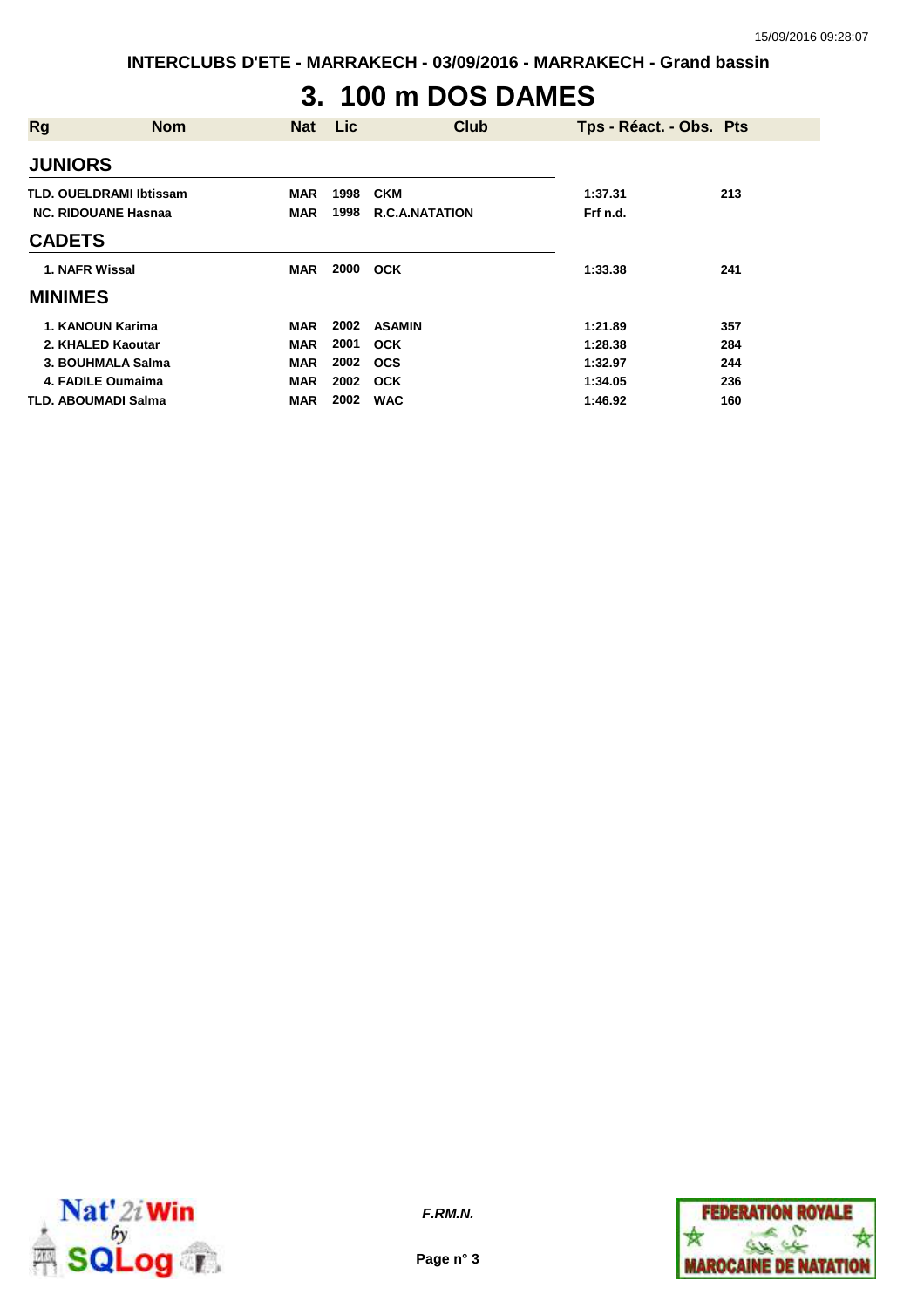INTERCLUBS D'ETE - MARRAKECH - 03/09/2016 - MARRAKECH - Grand bassin

# 3. 100 m DOS DAMES

| Rg | Nom | Nat | Lic | Club | Tps - Réact. - Obs. | Pts |
|---|---|---|---|---|---|---|
| **JUNIORS** | | | | | | |
| TLD. | OUELDRAMI Ibtissam | MAR | 1998 | CKM | 1:37.31 | 213 |
| NC. | RIDOUANE Hasnaa | MAR | 1998 | R.C.A.NATATION | Frf n.d. | |
| **CADETS** | | | | | | |
| 1. | NAFR Wissal | MAR | 2000 | OCK | 1:33.38 | 241 |
| **MINIMES** | | | | | | |
| 1. | KANOUN Karima | MAR | 2002 | ASAMIN | 1:21.89 | 357 |
| 2. | KHALED Kaoutar | MAR | 2001 | OCK | 1:28.38 | 284 |
| 3. | BOUHMALA Salma | MAR | 2002 | OCS | 1:32.97 | 244 |
| 4. | FADILE Oumaima | MAR | 2002 | OCK | 1:34.05 | 236 |
| TLD. | ABOUMADI Salma | MAR | 2002 | WAC | 1:46.92 | 160 |

*F.RM.N.*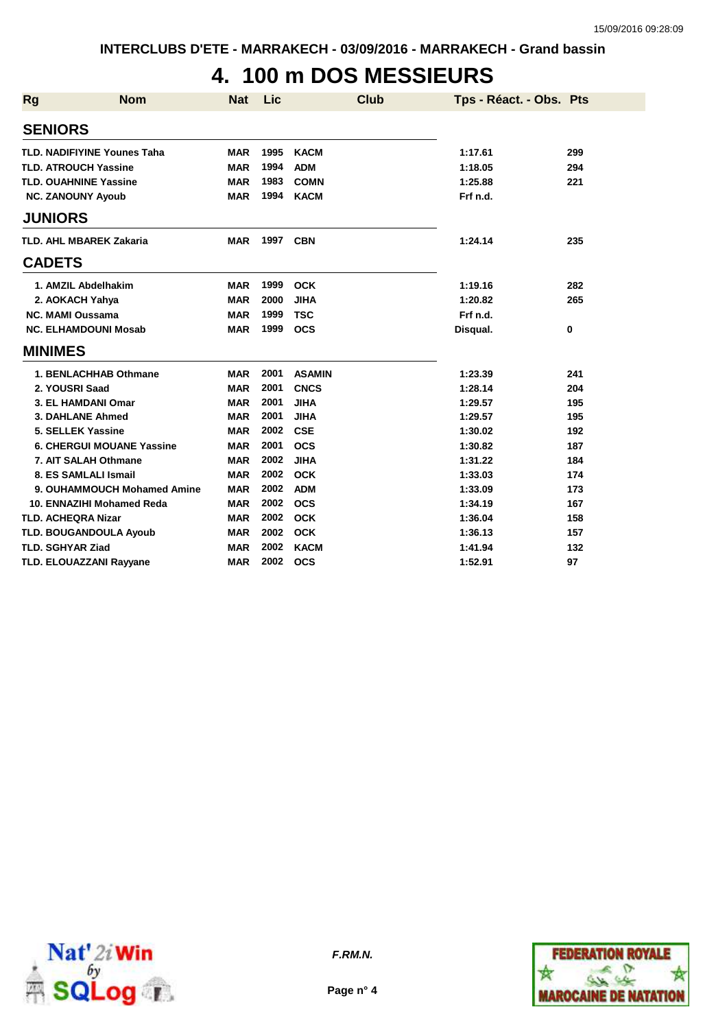INTERCLUBS D'ETE - MARRAKECH - 03/09/2016 - MARRAKECH - Grand bassin

# 4. 100 m DOS MESSIEURS

| Rg | Nom | Nat | Lic | Club | Tps - Réact. - Obs. | Pts |
|---|---|---|---|---|---|---|
| **SENIORS** | | | | | | |
| TLD. | NADIFIYINE Younes Taha | MAR | 1995 | KACM | 1:17.61 | 299 |
| TLD. | ATROUCH Yassine | MAR | 1994 | ADM | 1:18.05 | 294 |
| TLD. | OUAHNINE Yassine | MAR | 1983 | COMN | 1:25.88 | 221 |
| NC. | ZANOUNY Ayoub | MAR | 1994 | KACM | Frf n.d. | |
| **JUNIORS** | | | | | | |
| TLD. | AHL MBAREK Zakaria | MAR | 1997 | CBN | 1:24.14 | 235 |
| **CADETS** | | | | | | |
| 1. | AMZIL Abdelhakim | MAR | 1999 | OCK | 1:19.16 | 282 |
| 2. | AOKACH Yahya | MAR | 2000 | JIHA | 1:20.82 | 265 |
| NC. | MAMI Oussama | MAR | 1999 | TSC | Frf n.d. | |
| NC. | ELHAMDOUNI Mosab | MAR | 1999 | OCS | Disqual. | 0 |
| **MINIMES** | | | | | | |
| 1. | BENLACHHAB Othmane | MAR | 2001 | ASAMIN | 1:23.39 | 241 |
| 2. | YOUSRI Saad | MAR | 2001 | CNCS | 1:28.14 | 204 |
| 3. | EL HAMDANI Omar | MAR | 2001 | JIHA | 1:29.57 | 195 |
| 3. | DAHLANE Ahmed | MAR | 2001 | JIHA | 1:29.57 | 195 |
| 5. | SELLEK Yassine | MAR | 2002 | CSE | 1:30.02 | 192 |
| 6. | CHERGUI MOUANE Yassine | MAR | 2001 | OCS | 1:30.82 | 187 |
| 7. | AIT SALAH Othmane | MAR | 2002 | JIHA | 1:31.22 | 184 |
| 8. | ES SAMLALI Ismail | MAR | 2002 | OCK | 1:33.03 | 174 |
| 9. | OUHAMMOUCH Mohamed Amine | MAR | 2002 | ADM | 1:33.09 | 173 |
| 10. | ENNAZIHI Mohamed Reda | MAR | 2002 | OCS | 1:34.19 | 167 |
| TLD. | ACHEQRA Nizar | MAR | 2002 | OCK | 1:36.04 | 158 |
| TLD. | BOUGANDOULA Ayoub | MAR | 2002 | OCK | 1:36.13 | 157 |
| TLD. | SGHYAR Ziad | MAR | 2002 | KACM | 1:41.94 | 132 |
| TLD. | ELOUAZZANI Rayyane | MAR | 2002 | OCS | 1:52.91 | 97 |

*F.RM.N.*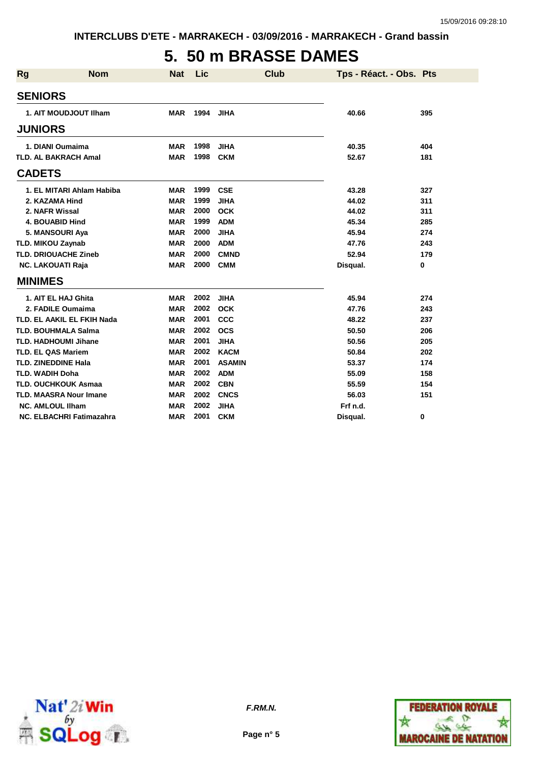INTERCLUBS D'ETE - MARRAKECH - 03/09/2016 - MARRAKECH - Grand bassin

# 5. 50 m BRASSE DAMES

| Rg | Nom | Nat | Lic | Club | Tps - Réact. - Obs. | Pts |
|---|---|---|---|---|---|---|
| **SENIORS** | | | | | | |
| 1. | AIT MOUDJOUT Ilham | MAR | 1994 | JIHA | 40.66 | 395 |
| **JUNIORS** | | | | | | |
| 1. | DIANI Oumaima | MAR | 1998 | JIHA | 40.35 | 404 |
| TLD. | AL BAKRACH Amal | MAR | 1998 | CKM | 52.67 | 181 |
| **CADETS** | | | | | | |
| 1. | EL MITARI Ahlam Habiba | MAR | 1999 | CSE | 43.28 | 327 |
| 2. | KAZAMA Hind | MAR | 1999 | JIHA | 44.02 | 311 |
| 2. | NAFR Wissal | MAR | 2000 | OCK | 44.02 | 311 |
| 4. | BOUABID Hind | MAR | 1999 | ADM | 45.34 | 285 |
| 5. | MANSOURI Aya | MAR | 2000 | JIHA | 45.94 | 274 |
| TLD. | MIKOU Zaynab | MAR | 2000 | ADM | 47.76 | 243 |
| TLD. | DRIOUACHE Zineb | MAR | 2000 | CMND | 52.94 | 179 |
| NC. | LAKOUATI Raja | MAR | 2000 | CMM | Disqual. | 0 |
| **MINIMES** | | | | | | |
| 1. | AIT EL HAJ Ghita | MAR | 2002 | JIHA | 45.94 | 274 |
| 2. | FADILE Oumaima | MAR | 2002 | OCK | 47.76 | 243 |
| TLD. | EL AAKIL EL FKIH Nada | MAR | 2001 | CCC | 48.22 | 237 |
| TLD. | BOUHMALA Salma | MAR | 2002 | OCS | 50.50 | 206 |
| TLD. | HADHOUMI Jihane | MAR | 2001 | JIHA | 50.56 | 205 |
| TLD. | EL QAS Mariem | MAR | 2002 | KACM | 50.84 | 202 |
| TLD. | ZINEDDINE Hala | MAR | 2001 | ASAMIN | 53.37 | 174 |
| TLD. | WADIH Doha | MAR | 2002 | ADM | 55.09 | 158 |
| TLD. | OUCHKOUK Asmaa | MAR | 2002 | CBN | 55.59 | 154 |
| TLD. | MAASRA Nour Imane | MAR | 2002 | CNCS | 56.03 | 151 |
| NC. | AMLOUL Ilham | MAR | 2002 | JIHA | Frf n.d. | |
| NC. | ELBACHRI Fatimazahra | MAR | 2001 | CKM | Disqual. | 0 |

*F.RM.N.*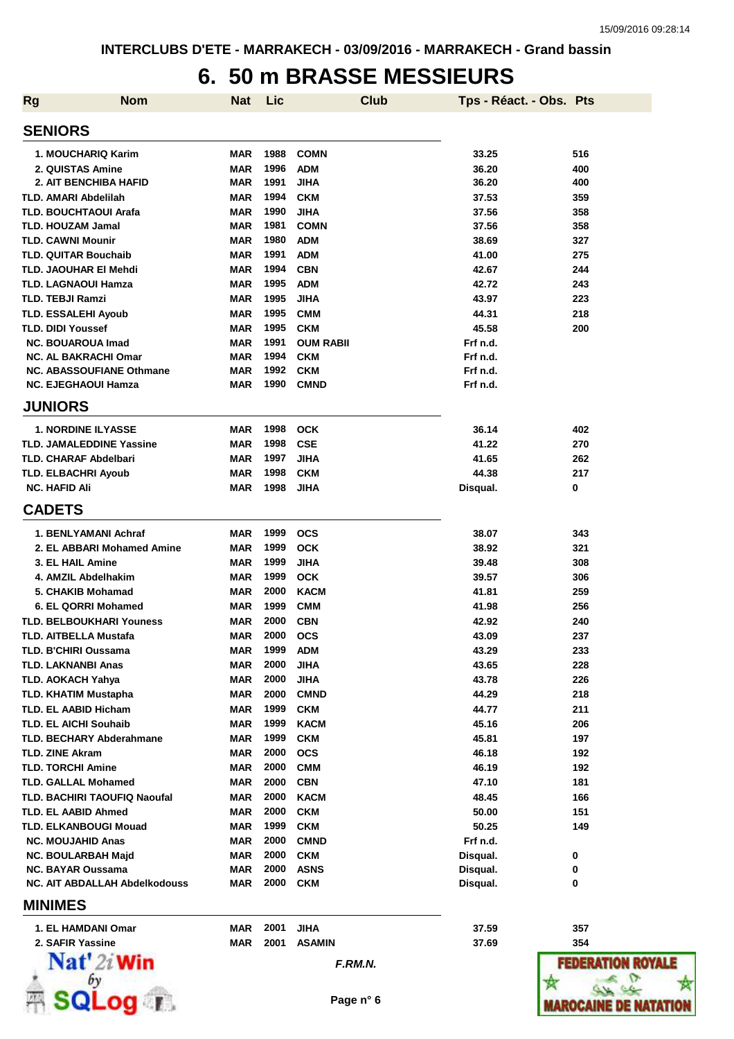INTERCLUBS D'ETE - MARRAKECH - 03/09/2016 - MARRAKECH - Grand bassin

# 6. 50 m BRASSE MESSIEURS

| Rg | Nom | Nat | Lic | Club | Tps - Réact. - Obs. | Pts |
|---|---|---|---|---|---|---|
| **SENIORS** | | | | | | |
| 1. | MOUCHARIQ Karim | MAR | 1988 | COMN | 33.25 | 516 |
| 2. | QUISTAS Amine | MAR | 1996 | ADM | 36.20 | 400 |
| 2. | AIT BENCHIBA HAFID | MAR | 1991 | JIHA | 36.20 | 400 |
| TLD. | AMARI Abdelilah | MAR | 1994 | CKM | 37.53 | 359 |
| TLD. | BOUCHTAOUI Arafa | MAR | 1990 | JIHA | 37.56 | 358 |
| TLD. | HOUZAM Jamal | MAR | 1981 | COMN | 37.56 | 358 |
| TLD. | CAWNI Mounir | MAR | 1980 | ADM | 38.69 | 327 |
| TLD. | QUITAR Bouchaib | MAR | 1991 | ADM | 41.00 | 275 |
| TLD. | JAOUHAR El Mehdi | MAR | 1994 | CBN | 42.67 | 244 |
| TLD. | LAGNAOUI Hamza | MAR | 1995 | ADM | 42.72 | 243 |
| TLD. | TEBJI Ramzi | MAR | 1995 | JIHA | 43.97 | 223 |
| TLD. | ESSALEHI Ayoub | MAR | 1995 | CMM | 44.31 | 218 |
| TLD. | DIDI Youssef | MAR | 1995 | CKM | 45.58 | 200 |
| NC. | BOUAROUA Imad | MAR | 1991 | OUM RABII | Frf n.d. | |
| NC. | AL BAKRACHI Omar | MAR | 1994 | CKM | Frf n.d. | |
| NC. | ABASSOUFIANE Othmane | MAR | 1992 | CKM | Frf n.d. | |
| NC. | EJEGHAOUI Hamza | MAR | 1990 | CMND | Frf n.d. | |
| **JUNIORS** | | | | | | |
| 1. | NORDINE ILYASSE | MAR | 1998 | OCK | 36.14 | 402 |
| TLD. | JAMALEDDINE Yassine | MAR | 1998 | CSE | 41.22 | 270 |
| TLD. | CHARAF Abdelbari | MAR | 1997 | JIHA | 41.65 | 262 |
| TLD. | ELBACHRI Ayoub | MAR | 1998 | CKM | 44.38 | 217 |
| NC. | HAFID Ali | MAR | 1998 | JIHA | Disqual. | 0 |
| **CADETS** | | | | | | |
| 1. | BENLYAMANI Achraf | MAR | 1999 | OCS | 38.07 | 343 |
| 2. | EL ABBARI Mohamed Amine | MAR | 1999 | OCK | 38.92 | 321 |
| 3. | EL HAIL Amine | MAR | 1999 | JIHA | 39.48 | 308 |
| 4. | AMZIL Abdelhakim | MAR | 1999 | OCK | 39.57 | 306 |
| 5. | CHAKIB Mohamad | MAR | 2000 | KACM | 41.81 | 259 |
| 6. | EL QORRI Mohamed | MAR | 1999 | CMM | 41.98 | 256 |
| TLD. | BELBOUKHARI Youness | MAR | 2000 | CBN | 42.92 | 240 |
| TLD. | AITBELLA Mustafa | MAR | 2000 | OCS | 43.09 | 237 |
| TLD. | B'CHIRI Oussama | MAR | 1999 | ADM | 43.29 | 233 |
| TLD. | LAKNANBI Anas | MAR | 2000 | JIHA | 43.65 | 228 |
| TLD. | AOKACH Yahya | MAR | 2000 | JIHA | 43.78 | 226 |
| TLD. | KHATIM Mustapha | MAR | 2000 | CMND | 44.29 | 218 |
| TLD. | EL AABID Hicham | MAR | 1999 | CKM | 44.77 | 211 |
| TLD. | EL AICHI Souhaib | MAR | 1999 | KACM | 45.16 | 206 |
| TLD. | BECHARY Abderahmane | MAR | 1999 | CKM | 45.81 | 197 |
| TLD. | ZINE Akram | MAR | 2000 | OCS | 46.18 | 192 |
| TLD. | TORCHI Amine | MAR | 2000 | CMM | 46.19 | 192 |
| TLD. | GALLAL Mohamed | MAR | 2000 | CBN | 47.10 | 181 |
| TLD. | BACHIRI TAOUFIQ Naoufal | MAR | 2000 | KACM | 48.45 | 166 |
| TLD. | EL AABID Ahmed | MAR | 2000 | CKM | 50.00 | 151 |
| TLD. | ELKANBOUGI Mouad | MAR | 1999 | CKM | 50.25 | 149 |
| NC. | MOUJAHID Anas | MAR | 2000 | CMND | Frf n.d. | |
| NC. | BOULARBAH Majd | MAR | 2000 | CKM | Disqual. | 0 |
| NC. | BAYAR Oussama | MAR | 2000 | ASNS | Disqual. | 0 |
| NC. | AIT ABDALLAH Abdelkodouss | MAR | 2000 | CKM | Disqual. | 0 |
| **MINIMES** | | | | | | |
| 1. | EL HAMDANI Omar | MAR | 2001 | JIHA | 37.59 | 357 |
| 2. | SAFIR Yassine | MAR | 2001 | ASAMIN | 37.69 | 354 |

F.RM.N.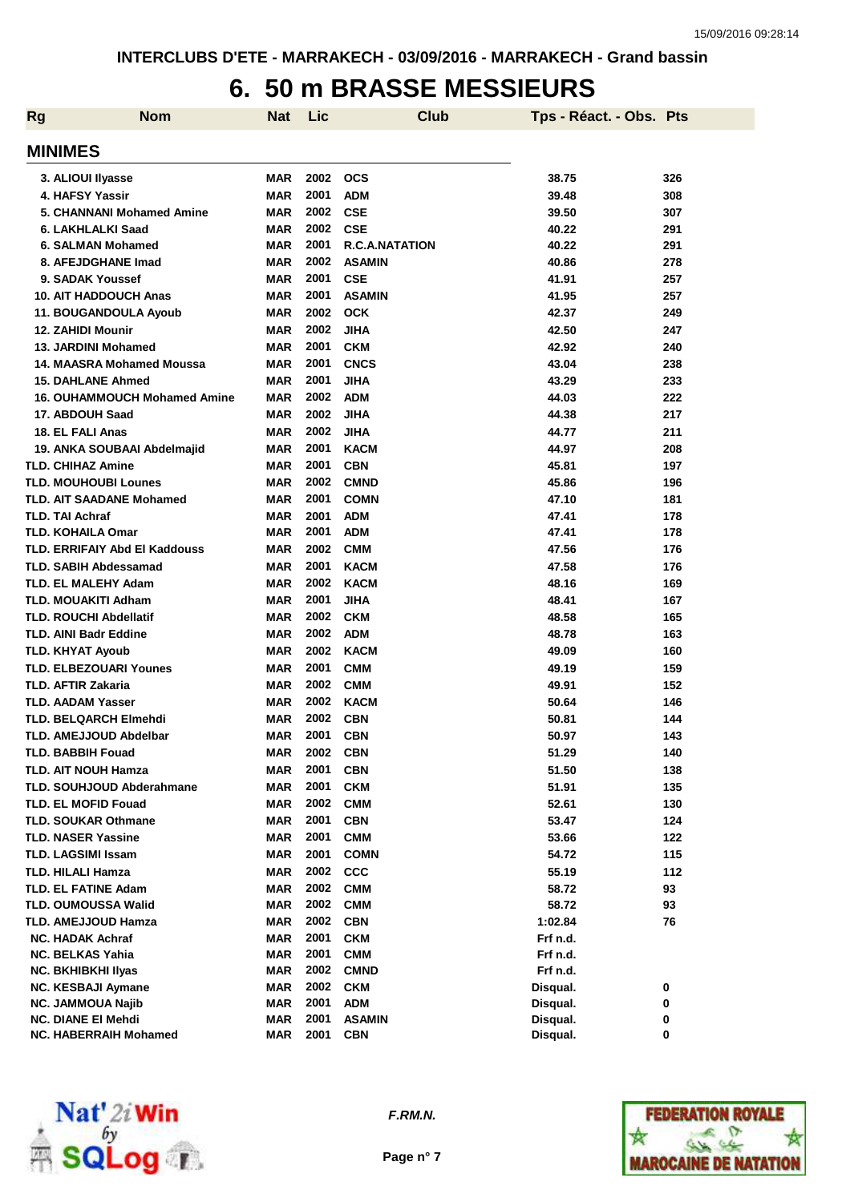INTERCLUBS D'ETE - MARRAKECH - 03/09/2016 - MARRAKECH - Grand bassin

# 6. 50 m BRASSE MESSIEURS

## MINIMES

| Rg | Nom | Nat | Lic | Club | Tps - Réact. - Obs. | Pts |
|---|---|---|---|---|---|---|
| 3. | ALIOUI Ilyasse | MAR | 2002 | OCS | 38.75 | 326 |
| 4. | HAFSY Yassir | MAR | 2001 | ADM | 39.48 | 308 |
| 5. | CHANNANI Mohamed Amine | MAR | 2002 | CSE | 39.50 | 307 |
| 6. | LAKHLALKI Saad | MAR | 2002 | CSE | 40.22 | 291 |
| 6. | SALMAN Mohamed | MAR | 2001 | R.C.A.NATATION | 40.22 | 291 |
| 8. | AFEJDGHANE Imad | MAR | 2002 | ASAMIN | 40.86 | 278 |
| 9. | SADAK Youssef | MAR | 2001 | CSE | 41.91 | 257 |
| 10. | AIT HADDOUCH Anas | MAR | 2001 | ASAMIN | 41.95 | 257 |
| 11. | BOUGANDOULA Ayoub | MAR | 2002 | OCK | 42.37 | 249 |
| 12. | ZAHIDI Mounir | MAR | 2002 | JIHA | 42.50 | 247 |
| 13. | JARDINI Mohamed | MAR | 2001 | CKM | 42.92 | 240 |
| 14. | MAASRA Mohamed Moussa | MAR | 2001 | CNCS | 43.04 | 238 |
| 15. | DAHLANE Ahmed | MAR | 2001 | JIHA | 43.29 | 233 |
| 16. | OUHAMMOUCH Mohamed Amine | MAR | 2002 | ADM | 44.03 | 222 |
| 17. | ABDOUH Saad | MAR | 2002 | JIHA | 44.38 | 217 |
| 18. | EL FALI Anas | MAR | 2002 | JIHA | 44.77 | 211 |
| 19. | ANKA SOUBAAI Abdelmajid | MAR | 2001 | KACM | 44.97 | 208 |
| TLD. | CHIHAZ Amine | MAR | 2001 | CBN | 45.81 | 197 |
| TLD. | MOUHOUBI Lounes | MAR | 2002 | CMND | 45.86 | 196 |
| TLD. | AIT SAADANE Mohamed | MAR | 2001 | COMN | 47.10 | 181 |
| TLD. | TAI Achraf | MAR | 2001 | ADM | 47.41 | 178 |
| TLD. | KOHAILA Omar | MAR | 2001 | ADM | 47.41 | 178 |
| TLD. | ERRIFAIY Abd El Kaddouss | MAR | 2002 | CMM | 47.56 | 176 |
| TLD. | SABIH Abdessamad | MAR | 2001 | KACM | 47.58 | 176 |
| TLD. | EL MALEHY Adam | MAR | 2002 | KACM | 48.16 | 169 |
| TLD. | MOUAKITI Adham | MAR | 2001 | JIHA | 48.41 | 167 |
| TLD. | ROUCHI Abdellatif | MAR | 2002 | CKM | 48.58 | 165 |
| TLD. | AINI Badr Eddine | MAR | 2002 | ADM | 48.78 | 163 |
| TLD. | KHYAT Ayoub | MAR | 2002 | KACM | 49.09 | 160 |
| TLD. | ELBEZOUARI Younes | MAR | 2001 | CMM | 49.19 | 159 |
| TLD. | AFTIR Zakaria | MAR | 2002 | CMM | 49.91 | 152 |
| TLD. | AADAM Yasser | MAR | 2002 | KACM | 50.64 | 146 |
| TLD. | BELQARCH Elmehdi | MAR | 2002 | CBN | 50.81 | 144 |
| TLD. | AMEJJOUD Abdelbar | MAR | 2001 | CBN | 50.97 | 143 |
| TLD. | BABBIH Fouad | MAR | 2002 | CBN | 51.29 | 140 |
| TLD. | AIT NOUH Hamza | MAR | 2001 | CBN | 51.50 | 138 |
| TLD. | SOUHJOUD Abderahmane | MAR | 2001 | CKM | 51.91 | 135 |
| TLD. | EL MOFID Fouad | MAR | 2002 | CMM | 52.61 | 130 |
| TLD. | SOUKAR Othmane | MAR | 2001 | CBN | 53.47 | 124 |
| TLD. | NASER Yassine | MAR | 2001 | CMM | 53.66 | 122 |
| TLD. | LAGSIMI Issam | MAR | 2001 | COMN | 54.72 | 115 |
| TLD. | HILALI Hamza | MAR | 2002 | CCC | 55.19 | 112 |
| TLD. | EL FATINE Adam | MAR | 2002 | CMM | 58.72 | 93 |
| TLD. | OUMOUSSA Walid | MAR | 2002 | CMM | 58.72 | 93 |
| TLD. | AMEJJOUD Hamza | MAR | 2002 | CBN | 1:02.84 | 76 |
| NC. | HADAK Achraf | MAR | 2001 | CKM | Frf n.d. | |
| NC. | BELKAS Yahia | MAR | 2001 | CMM | Frf n.d. | |
| NC. | BKHIBKHI Ilyas | MAR | 2002 | CMND | Frf n.d. | |
| NC. | KESBAJI Aymane | MAR | 2002 | CKM | Disqual. | 0 |
| NC. | JAMMOUA Najib | MAR | 2001 | ADM | Disqual. | 0 |
| NC. | DIANE El Mehdi | MAR | 2001 | ASAMIN | Disqual. | 0 |
| NC. | HABERRAIH Mohamed | MAR | 2001 | CBN | Disqual. | 0 |

*F.RM.N.*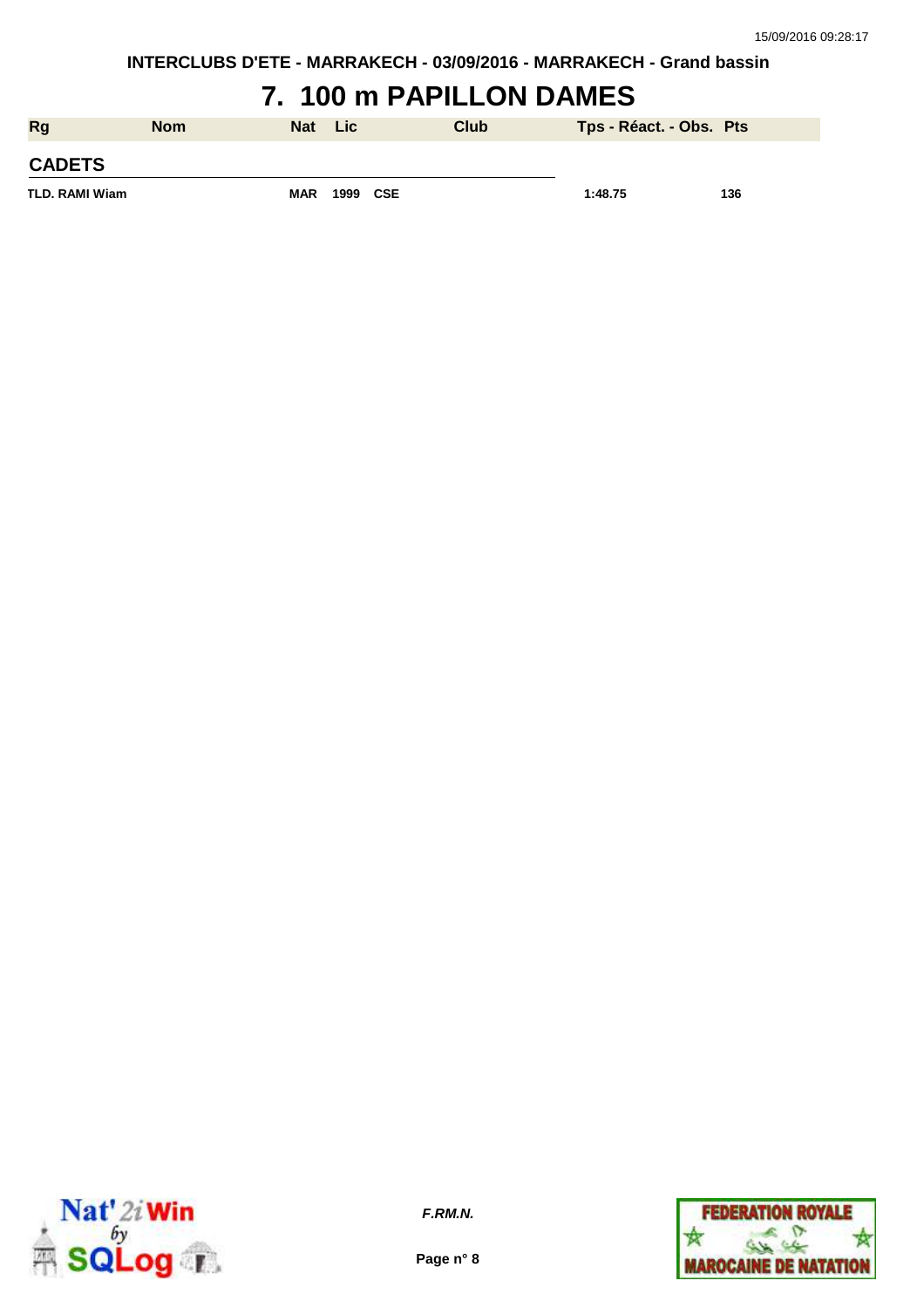# 7. 100 m PAPILLON DAMES

| Rg | Nom | Nat | Lic | Club | Tps - Réact. - Obs. | Pts |
|---|---|---|---|---|---|---|
| **CADETS** | | | | | | |
| TLD. RAMI Wiam | | MAR | 1999 | CSE | 1:48.75 | 136 |

*F.RM.N.*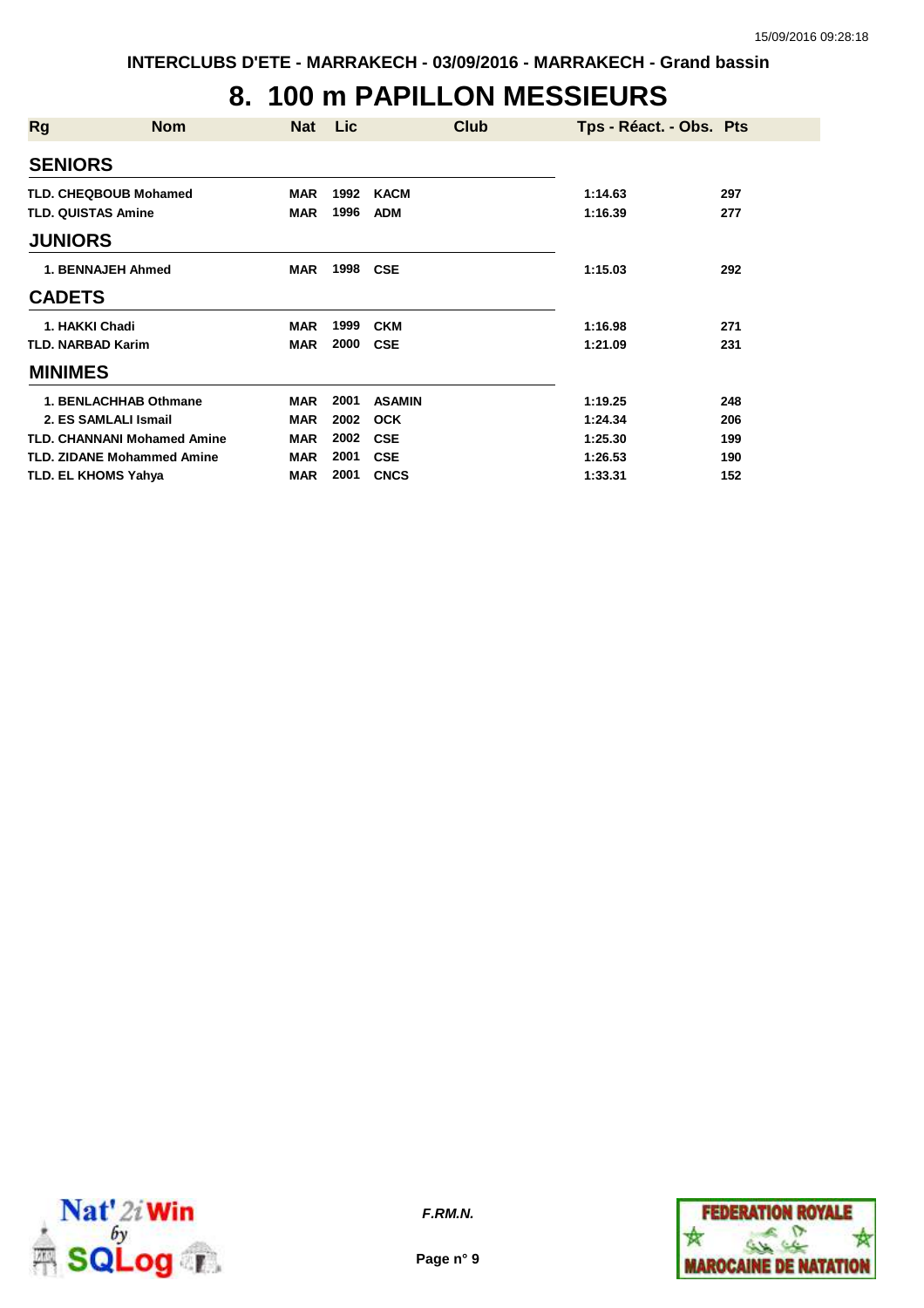INTERCLUBS D'ETE - MARRAKECH - 03/09/2016 - MARRAKECH - Grand bassin

# 8. 100 m PAPILLON MESSIEURS

| Rg | Nom | Nat | Lic | Club | Tps - Réact. - Obs. | Pts |
|---|---|---|---|---|---|---|
| **SENIORS** | | | | | | |
| TLD. | CHEQBOUB Mohamed | MAR | 1992 | KACM | 1:14.63 | 297 |
| TLD. | QUISTAS Amine | MAR | 1996 | ADM | 1:16.39 | 277 |
| **JUNIORS** | | | | | | |
| 1. | BENNAJEH Ahmed | MAR | 1998 | CSE | 1:15.03 | 292 |
| **CADETS** | | | | | | |
| 1. | HAKKI Chadi | MAR | 1999 | CKM | 1:16.98 | 271 |
| TLD. | NARBAD Karim | MAR | 2000 | CSE | 1:21.09 | 231 |
| **MINIMES** | | | | | | |
| 1. | BENLACHHAB Othmane | MAR | 2001 | ASAMIN | 1:19.25 | 248 |
| 2. | ES SAMLALI Ismail | MAR | 2002 | OCK | 1:24.34 | 206 |
| TLD. | CHANNANI Mohamed Amine | MAR | 2002 | CSE | 1:25.30 | 199 |
| TLD. | ZIDANE Mohammed Amine | MAR | 2001 | CSE | 1:26.53 | 190 |
| TLD. | EL KHOMS Yahya | MAR | 2001 | CNCS | 1:33.31 | 152 |

*F.RM.N.*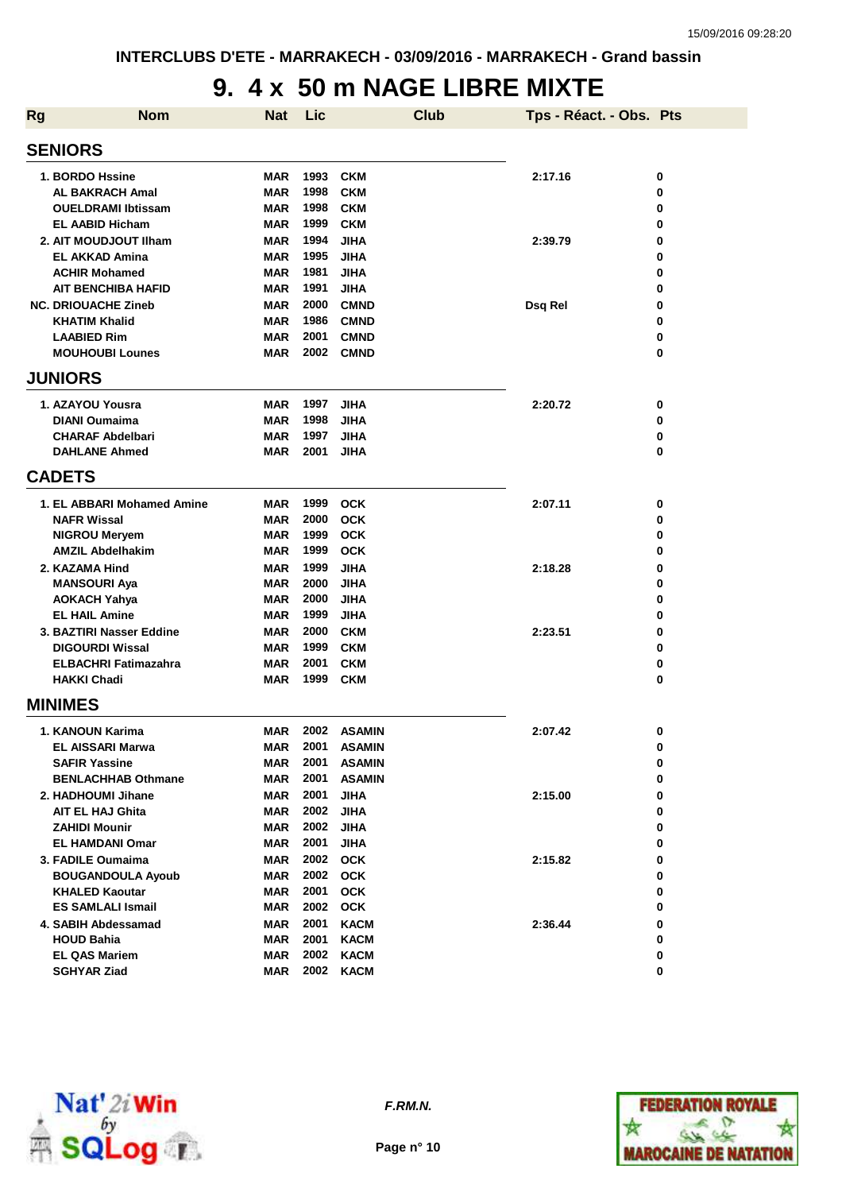# 9. 4 x 50 m NAGE LIBRE MIXTE

| Rg | Nom | Nat | Lic | Club | Tps - Réact. - Obs. | Pts |
|---|---|---|---|---|---|---|
| **SENIORS** | | | | | | |
| 1. | BORDO Hssine | MAR | 1993 | CKM | 2:17.16 | 0 |
| | AL BAKRACH Amal | MAR | 1998 | CKM | | 0 |
| | OUELDRAMI Ibtissam | MAR | 1998 | CKM | | 0 |
| | EL AABID Hicham | MAR | 1999 | CKM | | 0 |
| 2. | AIT MOUDJOUT Ilham | MAR | 1994 | JIHA | 2:39.79 | 0 |
| | EL AKKAD Amina | MAR | 1995 | JIHA | | 0 |
| | ACHIR Mohamed | MAR | 1981 | JIHA | | 0 |
| | AIT BENCHIBA HAFID | MAR | 1991 | JIHA | | 0 |
| NC. | DRIOUACHE Zineb | MAR | 2000 | CMND | Dsq Rel | 0 |
| | KHATIM Khalid | MAR | 1986 | CMND | | 0 |
| | LAABIED Rim | MAR | 2001 | CMND | | 0 |
| | MOUHOUBI Lounes | MAR | 2002 | CMND | | 0 |
| **JUNIORS** | | | | | | |
| 1. | AZAYOU Yousra | MAR | 1997 | JIHA | 2:20.72 | 0 |
| | DIANI Oumaima | MAR | 1998 | JIHA | | 0 |
| | CHARAF Abdelbari | MAR | 1997 | JIHA | | 0 |
| | DAHLANE Ahmed | MAR | 2001 | JIHA | | 0 |
| **CADETS** | | | | | | |
| 1. | EL ABBARI Mohamed Amine | MAR | 1999 | OCK | 2:07.11 | 0 |
| | NAFR Wissal | MAR | 2000 | OCK | | 0 |
| | NIGROU Meryem | MAR | 1999 | OCK | | 0 |
| | AMZIL Abdelhakim | MAR | 1999 | OCK | | 0 |
| 2. | KAZAMA Hind | MAR | 1999 | JIHA | 2:18.28 | 0 |
| | MANSOURI Aya | MAR | 2000 | JIHA | | 0 |
| | AOKACH Yahya | MAR | 2000 | JIHA | | 0 |
| | EL HAIL Amine | MAR | 1999 | JIHA | | 0 |
| 3. | BAZTIRI Nasser Eddine | MAR | 2000 | CKM | 2:23.51 | 0 |
| | DIGOURDI Wissal | MAR | 1999 | CKM | | 0 |
| | ELBACHRI Fatimazahra | MAR | 2001 | CKM | | 0 |
| | HAKKI Chadi | MAR | 1999 | CKM | | 0 |
| **MINIMES** | | | | | | |
| 1. | KANOUN Karima | MAR | 2002 | ASAMIN | 2:07.42 | 0 |
| | EL AISSARI Marwa | MAR | 2001 | ASAMIN | | 0 |
| | SAFIR Yassine | MAR | 2001 | ASAMIN | | 0 |
| | BENLACHHAB Othmane | MAR | 2001 | ASAMIN | | 0 |
| 2. | HADHOUMI Jihane | MAR | 2001 | JIHA | 2:15.00 | 0 |
| | AIT EL HAJ Ghita | MAR | 2002 | JIHA | | 0 |
| | ZAHIDI Mounir | MAR | 2002 | JIHA | | 0 |
| | EL HAMDANI Omar | MAR | 2001 | JIHA | | 0 |
| 3. | FADILE Oumaima | MAR | 2002 | OCK | 2:15.82 | 0 |
| | BOUGANDOULA Ayoub | MAR | 2002 | OCK | | 0 |
| | KHALED Kaoutar | MAR | 2001 | OCK | | 0 |
| | ES SAMLALI Ismail | MAR | 2002 | OCK | | 0 |
| 4. | SABIH Abdessamad | MAR | 2001 | KACM | 2:36.44 | 0 |
| | HOUD Bahia | MAR | 2001 | KACM | | 0 |
| | EL QAS Mariem | MAR | 2002 | KACM | | 0 |
| | SGHYAR Ziad | MAR | 2002 | KACM | | 0 |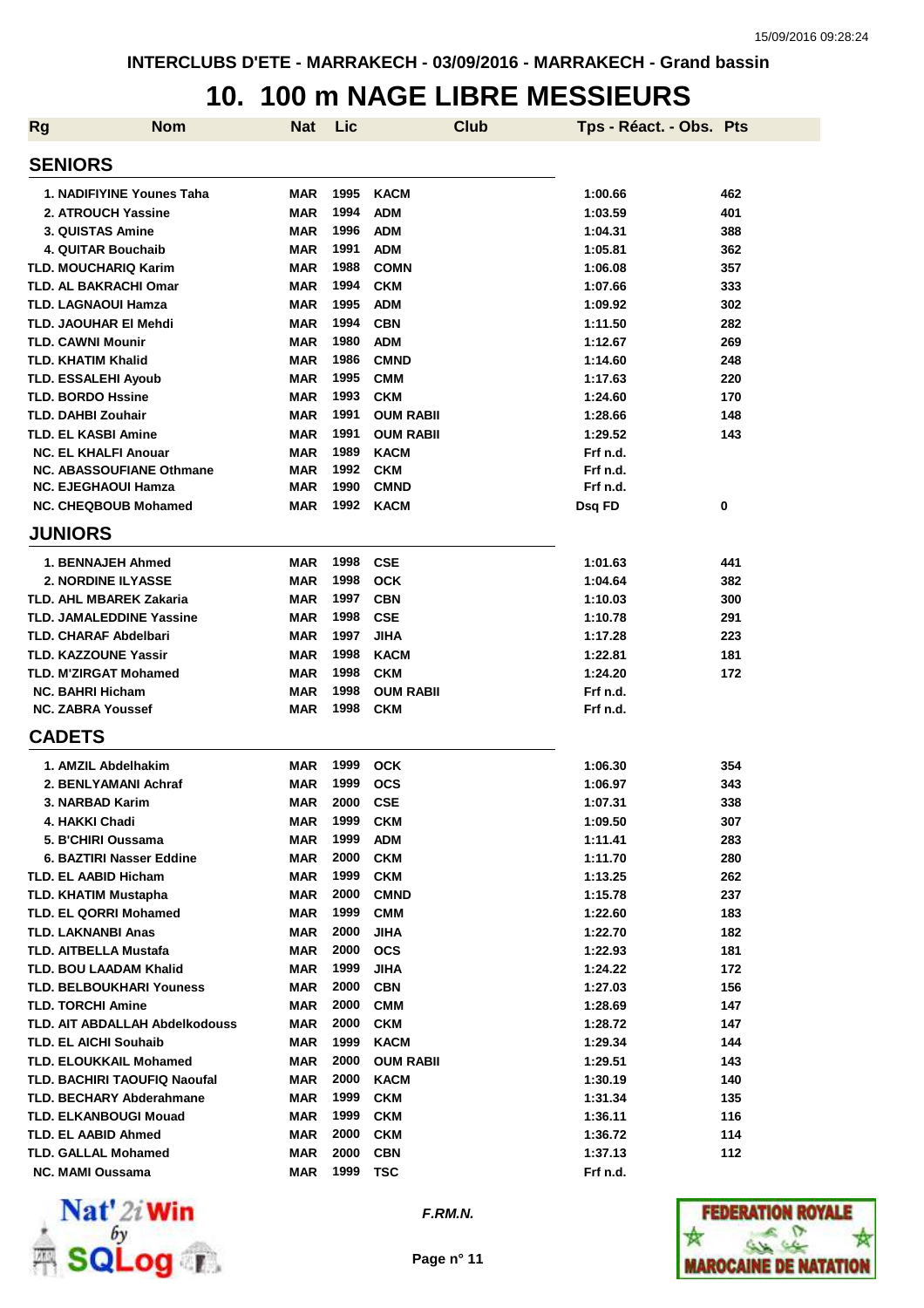INTERCLUBS D'ETE - MARRAKECH - 03/09/2016 - MARRAKECH - Grand bassin

# 10. 100 m NAGE LIBRE MESSIEURS

| Rg | Nom | Nat | Lic | Club | Tps - Réact. - Obs. | Pts |
|---|---|---|---|---|---|---|
| **SENIORS** | | | | | | |
| 1. | NADIFIYINE Younes Taha | MAR | 1995 | KACM | 1:00.66 | 462 |
| 2. | ATROUCH Yassine | MAR | 1994 | ADM | 1:03.59 | 401 |
| 3. | QUISTAS Amine | MAR | 1996 | ADM | 1:04.31 | 388 |
| 4. | QUITAR Bouchaib | MAR | 1991 | ADM | 1:05.81 | 362 |
| TLD. | MOUCHARIQ Karim | MAR | 1988 | COMN | 1:06.08 | 357 |
| TLD. | AL BAKRACHI Omar | MAR | 1994 | CKM | 1:07.66 | 333 |
| TLD. | LAGNAOUI Hamza | MAR | 1995 | ADM | 1:09.92 | 302 |
| TLD. | JAOUHAR El Mehdi | MAR | 1994 | CBN | 1:11.50 | 282 |
| TLD. | CAWNI Mounir | MAR | 1980 | ADM | 1:12.67 | 269 |
| TLD. | KHATIM Khalid | MAR | 1986 | CMND | 1:14.60 | 248 |
| TLD. | ESSALEHI Ayoub | MAR | 1995 | CMM | 1:17.63 | 220 |
| TLD. | BORDO Hssine | MAR | 1993 | CKM | 1:24.60 | 170 |
| TLD. | DAHBI Zouhair | MAR | 1991 | OUM RABII | 1:28.66 | 148 |
| TLD. | EL KASBI Amine | MAR | 1991 | OUM RABII | 1:29.52 | 143 |
| NC. | EL KHALFI Anouar | MAR | 1989 | KACM | Frf n.d. | |
| NC. | ABASSOUFIANE Othmane | MAR | 1992 | CKM | Frf n.d. | |
| NC. | EJEGHAOUI Hamza | MAR | 1990 | CMND | Frf n.d. | |
| NC. | CHEQBOUB Mohamed | MAR | 1992 | KACM | Dsq FD | 0 |
| **JUNIORS** | | | | | | |
| 1. | BENNAJEH Ahmed | MAR | 1998 | CSE | 1:01.63 | 441 |
| 2. | NORDINE ILYASSE | MAR | 1998 | OCK | 1:04.64 | 382 |
| TLD. | AHL MBAREK Zakaria | MAR | 1997 | CBN | 1:10.03 | 300 |
| TLD. | JAMALEDDINE Yassine | MAR | 1998 | CSE | 1:10.78 | 291 |
| TLD. | CHARAF Abdelbari | MAR | 1997 | JIHA | 1:17.28 | 223 |
| TLD. | KAZZOUNE Yassir | MAR | 1998 | KACM | 1:22.81 | 181 |
| TLD. | M'ZIRGAT Mohamed | MAR | 1998 | CKM | 1:24.20 | 172 |
| NC. | BAHRI Hicham | MAR | 1998 | OUM RABII | Frf n.d. | |
| NC. | ZABRA Youssef | MAR | 1998 | CKM | Frf n.d. | |
| **CADETS** | | | | | | |
| 1. | AMZIL Abdelhakim | MAR | 1999 | OCK | 1:06.30 | 354 |
| 2. | BENLYAMANI Achraf | MAR | 1999 | OCS | 1:06.97 | 343 |
| 3. | NARBAD Karim | MAR | 2000 | CSE | 1:07.31 | 338 |
| 4. | HAKKI Chadi | MAR | 1999 | CKM | 1:09.50 | 307 |
| 5. | B'CHIRI Oussama | MAR | 1999 | ADM | 1:11.41 | 283 |
| 6. | BAZTIRI Nasser Eddine | MAR | 2000 | CKM | 1:11.70 | 280 |
| TLD. | EL AABID Hicham | MAR | 1999 | CKM | 1:13.25 | 262 |
| TLD. | KHATIM Mustapha | MAR | 2000 | CMND | 1:15.78 | 237 |
| TLD. | EL QORRI Mohamed | MAR | 1999 | CMM | 1:22.60 | 183 |
| TLD. | LAKNANBI Anas | MAR | 2000 | JIHA | 1:22.70 | 182 |
| TLD. | AITBELLA Mustafa | MAR | 2000 | OCS | 1:22.93 | 181 |
| TLD. | BOU LAADAM Khalid | MAR | 1999 | JIHA | 1:24.22 | 172 |
| TLD. | BELBOUKHARI Youness | MAR | 2000 | CBN | 1:27.03 | 156 |
| TLD. | TORCHI Amine | MAR | 2000 | CMM | 1:28.69 | 147 |
| TLD. | AIT ABDALLAH Abdelkodouss | MAR | 2000 | CKM | 1:28.72 | 147 |
| TLD. | EL AICHI Souhaib | MAR | 1999 | KACM | 1:29.34 | 144 |
| TLD. | ELOUKKAIL Mohamed | MAR | 2000 | OUM RABII | 1:29.51 | 143 |
| TLD. | BACHIRI TAOUFIQ Naoufal | MAR | 2000 | KACM | 1:30.19 | 140 |
| TLD. | BECHARY Abderahmane | MAR | 1999 | CKM | 1:31.34 | 135 |
| TLD. | ELKANBOUGI Mouad | MAR | 1999 | CKM | 1:36.11 | 116 |
| TLD. | EL AABID Ahmed | MAR | 2000 | CKM | 1:36.72 | 114 |
| TLD. | GALLAL Mohamed | MAR | 2000 | CBN | 1:37.13 | 112 |
| NC. | MAMI Oussama | MAR | 1999 | TSC | Frf n.d. | |

*F.RM.N.*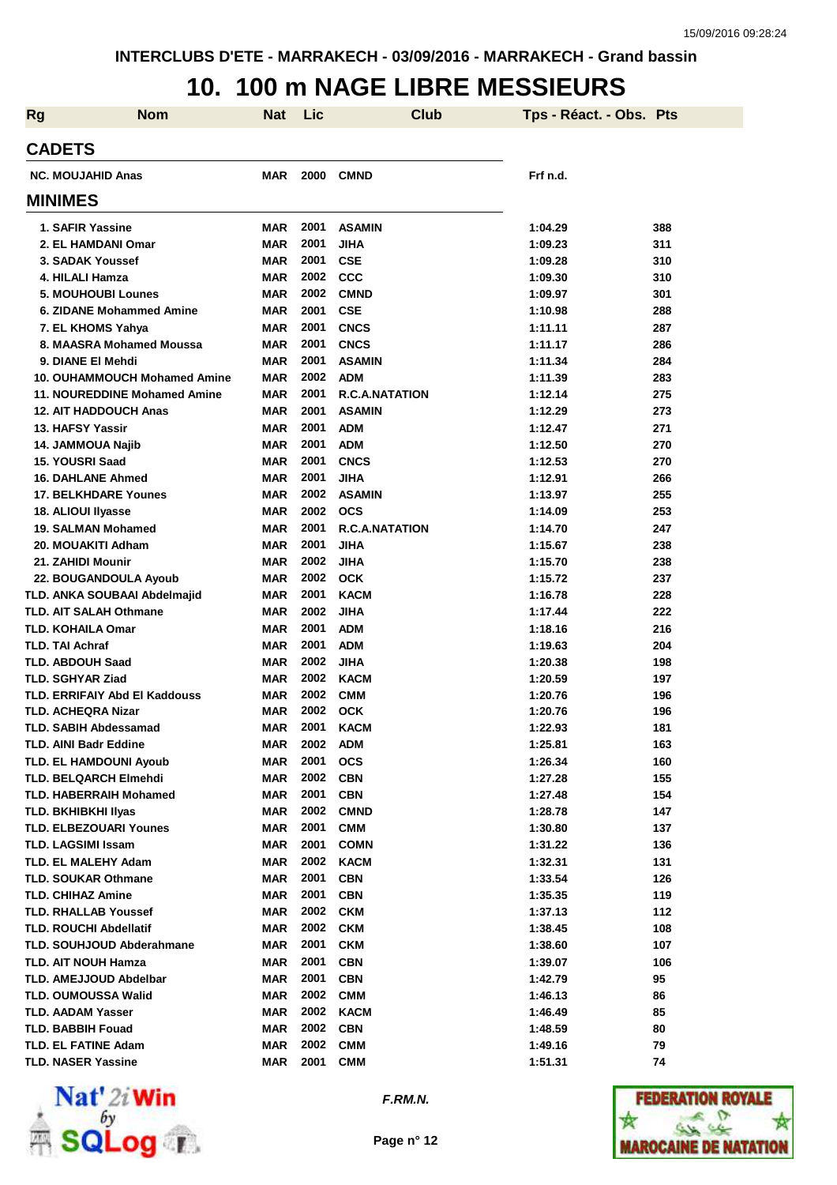INTERCLUBS D'ETE - MARRAKECH - 03/09/2016 - MARRAKECH - Grand bassin

# 10. 100 m NAGE LIBRE MESSIEURS

| Rg | Nom | Nat | Lic | Club | Tps - Réact. - Obs. | Pts |
|---|---|---|---|---|---|---|
| **CADETS** | | | | | | |
| NC. | MOUJAHID Anas | MAR | 2000 | CMND | Frf n.d. | |
| **MINIMES** | | | | | | |
| 1. | SAFIR Yassine | MAR | 2001 | ASAMIN | 1:04.29 | 388 |
| 2. | EL HAMDANI Omar | MAR | 2001 | JIHA | 1:09.23 | 311 |
| 3. | SADAK Youssef | MAR | 2001 | CSE | 1:09.28 | 310 |
| 4. | HILALI Hamza | MAR | 2002 | CCC | 1:09.30 | 310 |
| 5. | MOUHOUBI Lounes | MAR | 2002 | CMND | 1:09.97 | 301 |
| 6. | ZIDANE Mohammed Amine | MAR | 2001 | CSE | 1:10.98 | 288 |
| 7. | EL KHOMS Yahya | MAR | 2001 | CNCS | 1:11.11 | 287 |
| 8. | MAASRA Mohamed Moussa | MAR | 2001 | CNCS | 1:11.17 | 286 |
| 9. | DIANE El Mehdi | MAR | 2001 | ASAMIN | 1:11.34 | 284 |
| 10. | OUHAMMOUCH Mohamed Amine | MAR | 2002 | ADM | 1:11.39 | 283 |
| 11. | NOUREDDINE Mohamed Amine | MAR | 2001 | R.C.A.NATATION | 1:12.14 | 275 |
| 12. | AIT HADDOUCH Anas | MAR | 2001 | ASAMIN | 1:12.29 | 273 |
| 13. | HAFSY Yassir | MAR | 2001 | ADM | 1:12.47 | 271 |
| 14. | JAMMOUA Najib | MAR | 2001 | ADM | 1:12.50 | 270 |
| 15. | YOUSRI Saad | MAR | 2001 | CNCS | 1:12.53 | 270 |
| 16. | DAHLANE Ahmed | MAR | 2001 | JIHA | 1:12.91 | 266 |
| 17. | BELKHDARE Younes | MAR | 2002 | ASAMIN | 1:13.97 | 255 |
| 18. | ALIOUI Ilyasse | MAR | 2002 | OCS | 1:14.09 | 253 |
| 19. | SALMAN Mohamed | MAR | 2001 | R.C.A.NATATION | 1:14.70 | 247 |
| 20. | MOUAKITI Adham | MAR | 2001 | JIHA | 1:15.67 | 238 |
| 21. | ZAHIDI Mounir | MAR | 2002 | JIHA | 1:15.70 | 238 |
| 22. | BOUGANDOULA Ayoub | MAR | 2002 | OCK | 1:15.72 | 237 |
| TLD. | ANKA SOUBAAI Abdelmajid | MAR | 2001 | KACM | 1:16.78 | 228 |
| TLD. | AIT SALAH Othmane | MAR | 2002 | JIHA | 1:17.44 | 222 |
| TLD. | KOHAILA Omar | MAR | 2001 | ADM | 1:18.16 | 216 |
| TLD. | TAI Achraf | MAR | 2001 | ADM | 1:19.63 | 204 |
| TLD. | ABDOUH Saad | MAR | 2002 | JIHA | 1:20.38 | 198 |
| TLD. | SGHYAR Ziad | MAR | 2002 | KACM | 1:20.59 | 197 |
| TLD. | ERRIFAIY Abd El Kaddouss | MAR | 2002 | CMM | 1:20.76 | 196 |
| TLD. | ACHEQRA Nizar | MAR | 2002 | OCK | 1:20.76 | 196 |
| TLD. | SABIH Abdessamad | MAR | 2001 | KACM | 1:22.93 | 181 |
| TLD. | AINI Badr Eddine | MAR | 2002 | ADM | 1:25.81 | 163 |
| TLD. | EL HAMDOUNI Ayoub | MAR | 2001 | OCS | 1:26.34 | 160 |
| TLD. | BELQARCH Elmehdi | MAR | 2002 | CBN | 1:27.28 | 155 |
| TLD. | HABERRAIH Mohamed | MAR | 2001 | CBN | 1:27.48 | 154 |
| TLD. | BKHIBKHI Ilyas | MAR | 2002 | CMND | 1:28.78 | 147 |
| TLD. | ELBEZOUARI Younes | MAR | 2001 | CMM | 1:30.80 | 137 |
| TLD. | LAGSIMI Issam | MAR | 2001 | COMN | 1:31.22 | 136 |
| TLD. | EL MALEHY Adam | MAR | 2002 | KACM | 1:32.31 | 131 |
| TLD. | SOUKAR Othmane | MAR | 2001 | CBN | 1:33.54 | 126 |
| TLD. | CHIHAZ Amine | MAR | 2001 | CBN | 1:35.35 | 119 |
| TLD. | RHALLAB Youssef | MAR | 2002 | CKM | 1:37.13 | 112 |
| TLD. | ROUCHI Abdellatif | MAR | 2002 | CKM | 1:38.45 | 108 |
| TLD. | SOUHJOUD Abderahmane | MAR | 2001 | CKM | 1:38.60 | 107 |
| TLD. | AIT NOUH Hamza | MAR | 2001 | CBN | 1:39.07 | 106 |
| TLD. | AMEJJOUD Abdelbar | MAR | 2001 | CBN | 1:42.79 | 95 |
| TLD. | OUMOUSSA Walid | MAR | 2002 | CMM | 1:46.13 | 86 |
| TLD. | AADAM Yasser | MAR | 2002 | KACM | 1:46.49 | 85 |
| TLD. | BABBIH Fouad | MAR | 2002 | CBN | 1:48.59 | 80 |
| TLD. | EL FATINE Adam | MAR | 2002 | CMM | 1:49.16 | 79 |
| TLD. | NASER Yassine | MAR | 2001 | CMM | 1:51.31 | 74 |

*F.RM.N.*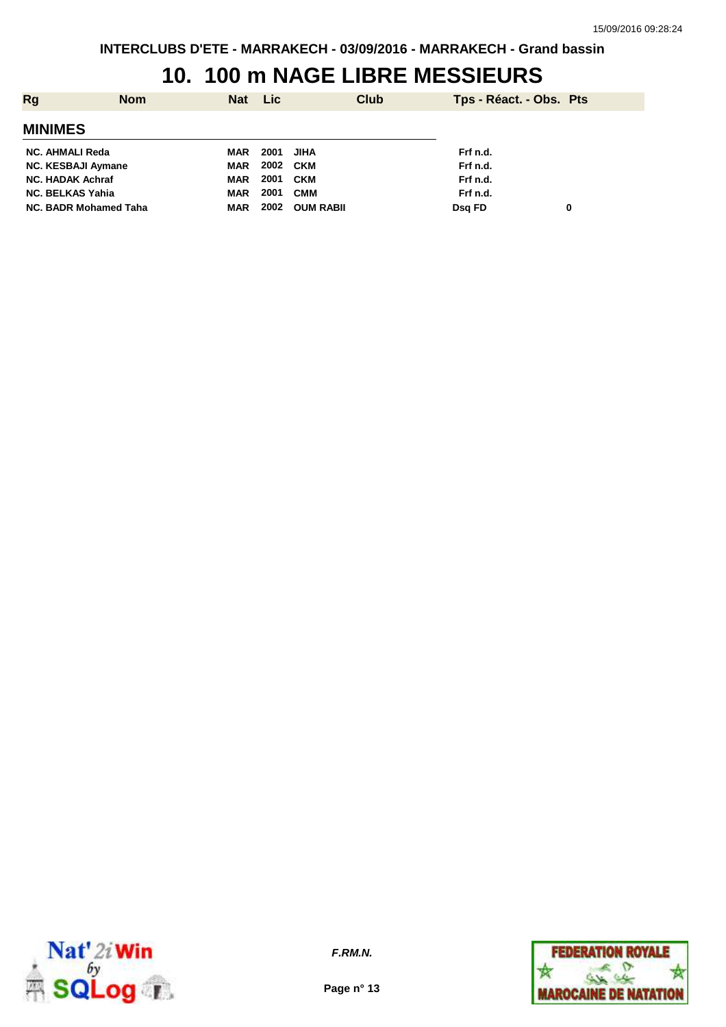INTERCLUBS D'ETE - MARRAKECH - 03/09/2016 - MARRAKECH - Grand bassin

# 10. 100 m NAGE LIBRE MESSIEURS

| Rg | Nom | Nat | Lic | Club | Tps - Réact. - Obs. | Pts |
|---|---|---|---|---|---|---|
| **MINIMES** | | | | | | |
| NC. | AHMALI Reda | MAR | 2001 | JIHA | Frf n.d. | |
| NC. | KESBAJI Aymane | MAR | 2002 | CKM | Frf n.d. | |
| NC. | HADAK Achraf | MAR | 2001 | CKM | Frf n.d. | |
| NC. | BELKAS Yahia | MAR | 2001 | CMM | Frf n.d. | |
| NC. | BADR Mohamed Taha | MAR | 2002 | OUM RABII | Dsq FD | 0 |

*F.RM.N.*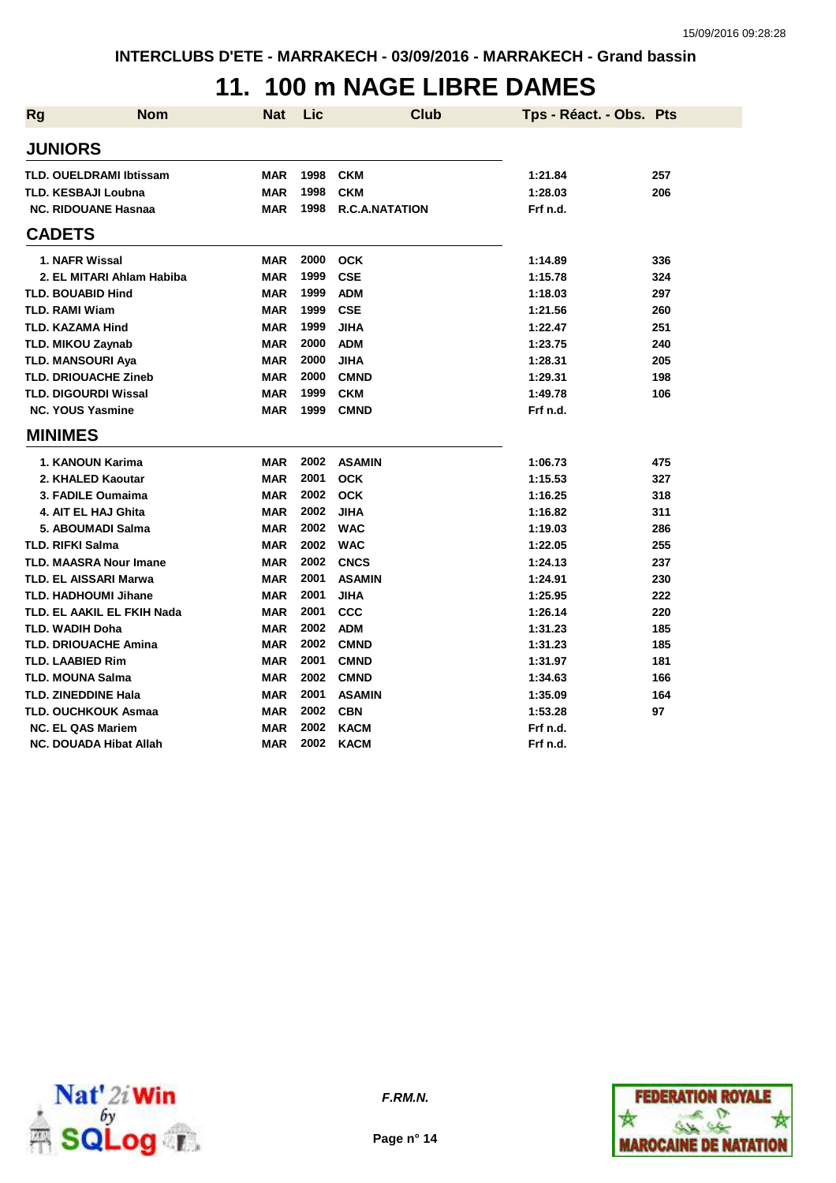INTERCLUBS D'ETE - MARRAKECH - 03/09/2016 - MARRAKECH - Grand bassin

# 11. 100 m NAGE LIBRE DAMES

| Rg | Nom | Nat | Lic | Club | Tps - Réact. - Obs. | Pts |
|---|---|---|---|---|---|---|
| **JUNIORS** | | | | | | |
| TLD. | OUELDRAMI Ibtissam | MAR | 1998 | CKM | 1:21.84 | 257 |
| TLD. | KESBAJI Loubna | MAR | 1998 | CKM | 1:28.03 | 206 |
| NC. | RIDOUANE Hasnaa | MAR | 1998 | R.C.A.NATATION | Frf n.d. | |
| **CADETS** | | | | | | |
| 1. | NAFR Wissal | MAR | 2000 | OCK | 1:14.89 | 336 |
| 2. | EL MITARI Ahlam Habiba | MAR | 1999 | CSE | 1:15.78 | 324 |
| TLD. | BOUABID Hind | MAR | 1999 | ADM | 1:18.03 | 297 |
| TLD. | RAMI Wiam | MAR | 1999 | CSE | 1:21.56 | 260 |
| TLD. | KAZAMA Hind | MAR | 1999 | JIHA | 1:22.47 | 251 |
| TLD. | MIKOU Zaynab | MAR | 2000 | ADM | 1:23.75 | 240 |
| TLD. | MANSOURI Aya | MAR | 2000 | JIHA | 1:28.31 | 205 |
| TLD. | DRIOUACHE Zineb | MAR | 2000 | CMND | 1:29.31 | 198 |
| TLD. | DIGOURDI Wissal | MAR | 1999 | CKM | 1:49.78 | 106 |
| NC. | YOUS Yasmine | MAR | 1999 | CMND | Frf n.d. | |
| **MINIMES** | | | | | | |
| 1. | KANOUN Karima | MAR | 2002 | ASAMIN | 1:06.73 | 475 |
| 2. | KHALED Kaoutar | MAR | 2001 | OCK | 1:15.53 | 327 |
| 3. | FADILE Oumaima | MAR | 2002 | OCK | 1:16.25 | 318 |
| 4. | AIT EL HAJ Ghita | MAR | 2002 | JIHA | 1:16.82 | 311 |
| 5. | ABOUMADI Salma | MAR | 2002 | WAC | 1:19.03 | 286 |
| TLD. | RIFKI Salma | MAR | 2002 | WAC | 1:22.05 | 255 |
| TLD. | MAASRA Nour Imane | MAR | 2002 | CNCS | 1:24.13 | 237 |
| TLD. | EL AISSARI Marwa | MAR | 2001 | ASAMIN | 1:24.91 | 230 |
| TLD. | HADHOUMI Jihane | MAR | 2001 | JIHA | 1:25.95 | 222 |
| TLD. | EL AAKIL EL FKIH Nada | MAR | 2001 | CCC | 1:26.14 | 220 |
| TLD. | WADIH Doha | MAR | 2002 | ADM | 1:31.23 | 185 |
| TLD. | DRIOUACHE Amina | MAR | 2002 | CMND | 1:31.23 | 185 |
| TLD. | LAABIED Rim | MAR | 2001 | CMND | 1:31.97 | 181 |
| TLD. | MOUNA Salma | MAR | 2002 | CMND | 1:34.63 | 166 |
| TLD. | ZINEDDINE Hala | MAR | 2001 | ASAMIN | 1:35.09 | 164 |
| TLD. | OUCHKOUK Asmaa | MAR | 2002 | CBN | 1:53.28 | 97 |
| NC. | EL QAS Mariem | MAR | 2002 | KACM | Frf n.d. | |
| NC. | DOUADA Hibat Allah | MAR | 2002 | KACM | Frf n.d. | |

*F.RM.N.*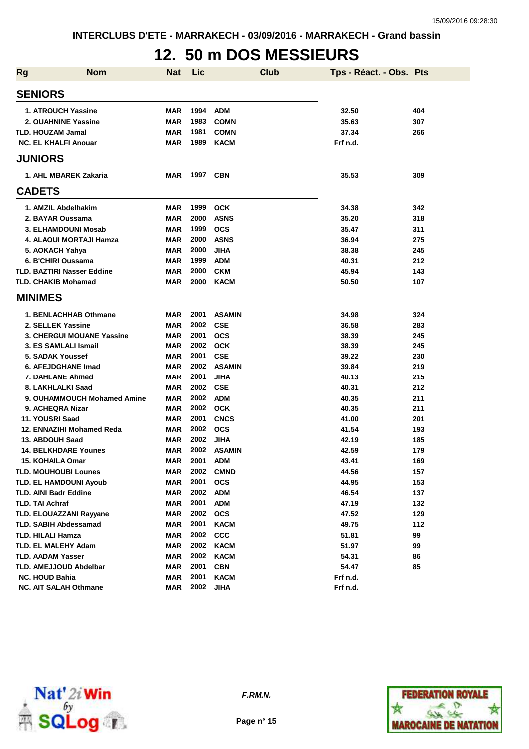INTERCLUBS D'ETE - MARRAKECH - 03/09/2016 - MARRAKECH - Grand bassin

# 12. 50 m DOS MESSIEURS

| Rg | Nom | Nat | Lic | Club | Tps - Réact. - Obs. | Pts |
|---|---|---|---|---|---|---|
| **SENIORS** | | | | | | |
| 1. | ATROUCH Yassine | MAR | 1994 | ADM | 32.50 | 404 |
| 2. | OUAHNINE Yassine | MAR | 1983 | COMN | 35.63 | 307 |
| TLD. | HOUZAM Jamal | MAR | 1981 | COMN | 37.34 | 266 |
| NC. | EL KHALFI Anouar | MAR | 1989 | KACM | Frf n.d. | |
| **JUNIORS** | | | | | | |
| 1. | AHL MBAREK Zakaria | MAR | 1997 | CBN | 35.53 | 309 |
| **CADETS** | | | | | | |
| 1. | AMZIL Abdelhakim | MAR | 1999 | OCK | 34.38 | 342 |
| 2. | BAYAR Oussama | MAR | 2000 | ASNS | 35.20 | 318 |
| 3. | ELHAMDOUNI Mosab | MAR | 1999 | OCS | 35.47 | 311 |
| 4. | ALAOUI MORTAJI Hamza | MAR | 2000 | ASNS | 36.94 | 275 |
| 5. | AOKACH Yahya | MAR | 2000 | JIHA | 38.38 | 245 |
| 6. | B'CHIRI Oussama | MAR | 1999 | ADM | 40.31 | 212 |
| TLD. | BAZTIRI Nasser Eddine | MAR | 2000 | CKM | 45.94 | 143 |
| TLD. | CHAKIB Mohamad | MAR | 2000 | KACM | 50.50 | 107 |
| **MINIMES** | | | | | | |
| 1. | BENLACHHAB Othmane | MAR | 2001 | ASAMIN | 34.98 | 324 |
| 2. | SELLEK Yassine | MAR | 2002 | CSE | 36.58 | 283 |
| 3. | CHERGUI MOUANE Yassine | MAR | 2001 | OCS | 38.39 | 245 |
| 3. | ES SAMLALI Ismail | MAR | 2002 | OCK | 38.39 | 245 |
| 5. | SADAK Youssef | MAR | 2001 | CSE | 39.22 | 230 |
| 6. | AFEJDGHANE Imad | MAR | 2002 | ASAMIN | 39.84 | 219 |
| 7. | DAHLANE Ahmed | MAR | 2001 | JIHA | 40.13 | 215 |
| 8. | LAKHLALKI Saad | MAR | 2002 | CSE | 40.31 | 212 |
| 9. | OUHAMMOUCH Mohamed Amine | MAR | 2002 | ADM | 40.35 | 211 |
| 9. | ACHEQRA Nizar | MAR | 2002 | OCK | 40.35 | 211 |
| 11. | YOUSRI Saad | MAR | 2001 | CNCS | 41.00 | 201 |
| 12. | ENNAZIHI Mohamed Reda | MAR | 2002 | OCS | 41.54 | 193 |
| 13. | ABDOUH Saad | MAR | 2002 | JIHA | 42.19 | 185 |
| 14. | BELKHDARE Younes | MAR | 2002 | ASAMIN | 42.59 | 179 |
| 15. | KOHAILA Omar | MAR | 2001 | ADM | 43.41 | 169 |
| TLD. | MOUHOUBI Lounes | MAR | 2002 | CMND | 44.56 | 157 |
| TLD. | EL HAMDOUNI Ayoub | MAR | 2001 | OCS | 44.95 | 153 |
| TLD. | AINI Badr Eddine | MAR | 2002 | ADM | 46.54 | 137 |
| TLD. | TAI Achraf | MAR | 2001 | ADM | 47.19 | 132 |
| TLD. | ELOUAZZANI Rayyane | MAR | 2002 | OCS | 47.52 | 129 |
| TLD. | SABIH Abdessamad | MAR | 2001 | KACM | 49.75 | 112 |
| TLD. | HILALI Hamza | MAR | 2002 | CCC | 51.81 | 99 |
| TLD. | EL MALEHY Adam | MAR | 2002 | KACM | 51.97 | 99 |
| TLD. | AADAM Yasser | MAR | 2002 | KACM | 54.31 | 86 |
| TLD. | AMEJJOUD Abdelbar | MAR | 2001 | CBN | 54.47 | 85 |
| NC. | HOUD Bahia | MAR | 2001 | KACM | Frf n.d. | |
| NC. | AIT SALAH Othmane | MAR | 2002 | JIHA | Frf n.d. | |

F.RM.N.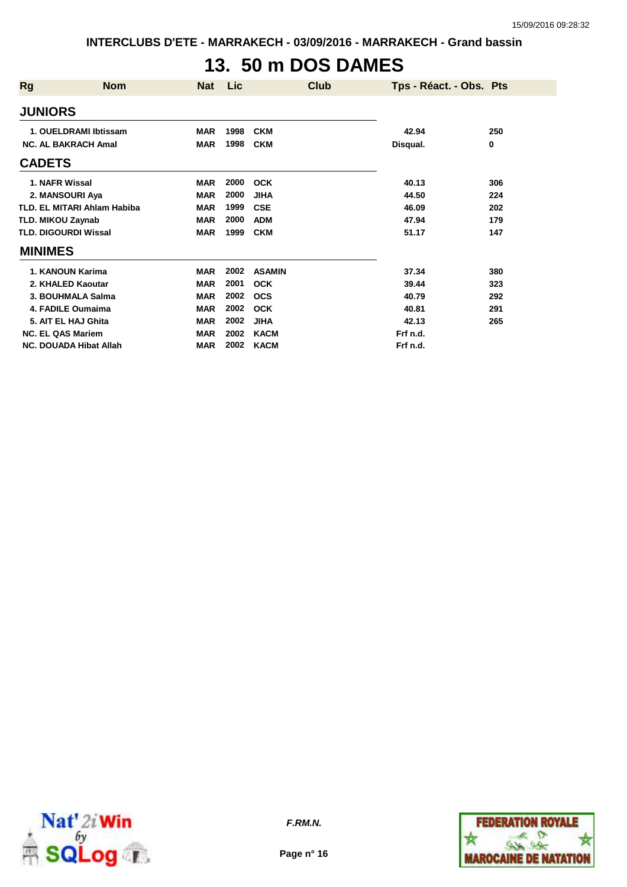INTERCLUBS D'ETE - MARRAKECH - 03/09/2016 - MARRAKECH - Grand bassin

# 13. 50 m DOS DAMES

| Rg | Nom | Nat | Lic | Club | Tps - Réact. - Obs. | Pts |
|---|---|---|---|---|---|---|
| **JUNIORS** | | | | | | |
| 1. | OUELDRAMI Ibtissam | MAR | 1998 | CKM | 42.94 | 250 |
| NC. | AL BAKRACH Amal | MAR | 1998 | CKM | Disqual. | 0 |
| **CADETS** | | | | | | |
| 1. | NAFR Wissal | MAR | 2000 | OCK | 40.13 | 306 |
| 2. | MANSOURI Aya | MAR | 2000 | JIHA | 44.50 | 224 |
| TLD. | EL MITARI Ahlam Habiba | MAR | 1999 | CSE | 46.09 | 202 |
| TLD. | MIKOU Zaynab | MAR | 2000 | ADM | 47.94 | 179 |
| TLD. | DIGOURDI Wissal | MAR | 1999 | CKM | 51.17 | 147 |
| **MINIMES** | | | | | | |
| 1. | KANOUN Karima | MAR | 2002 | ASAMIN | 37.34 | 380 |
| 2. | KHALED Kaoutar | MAR | 2001 | OCK | 39.44 | 323 |
| 3. | BOUHMALA Salma | MAR | 2002 | OCS | 40.79 | 292 |
| 4. | FADILE Oumaima | MAR | 2002 | OCK | 40.81 | 291 |
| 5. | AIT EL HAJ Ghita | MAR | 2002 | JIHA | 42.13 | 265 |
| NC. | EL QAS Mariem | MAR | 2002 | KACM | Frf n.d. | |
| NC. | DOUADA Hibat Allah | MAR | 2002 | KACM | Frf n.d. | |

*F.RM.N.*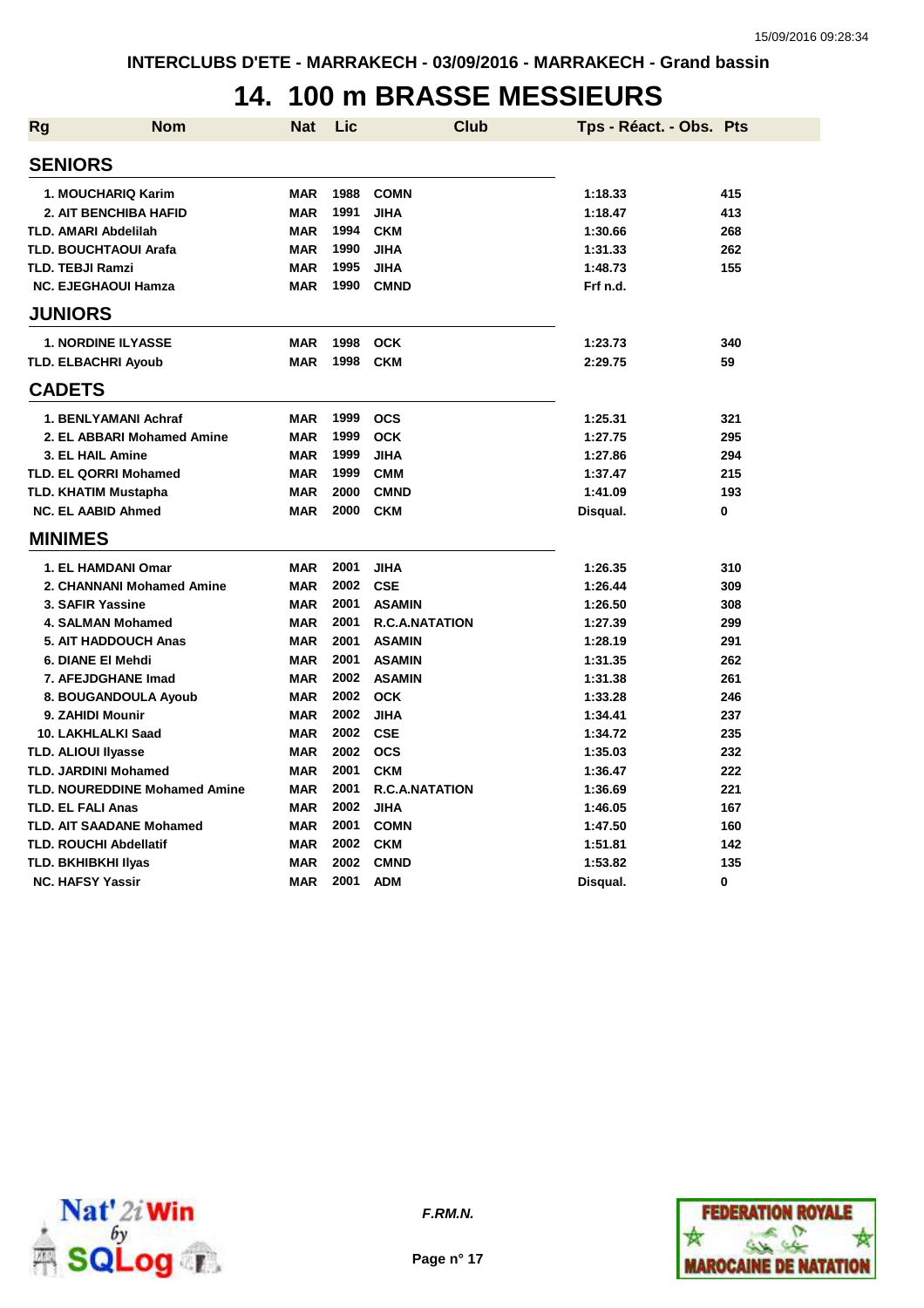INTERCLUBS D'ETE - MARRAKECH - 03/09/2016 - MARRAKECH - Grand bassin

# 14. 100 m BRASSE MESSIEURS

| Rg | Nom | Nat | Lic | Club | Tps - Réact. - Obs. | Pts |
|---|---|---|---|---|---|---|
| **SENIORS** | | | | | | |
| 1. | MOUCHARIQ Karim | MAR | 1988 | COMN | 1:18.33 | 415 |
| 2. | AIT BENCHIBA HAFID | MAR | 1991 | JIHA | 1:18.47 | 413 |
| TLD. | AMARI Abdelilah | MAR | 1994 | CKM | 1:30.66 | 268 |
| TLD. | BOUCHTAOUI Arafa | MAR | 1990 | JIHA | 1:31.33 | 262 |
| TLD. | TEBJI Ramzi | MAR | 1995 | JIHA | 1:48.73 | 155 |
| NC. | EJEGHAOUI Hamza | MAR | 1990 | CMND | Frf n.d. | |
| **JUNIORS** | | | | | | |
| 1. | NORDINE ILYASSE | MAR | 1998 | OCK | 1:23.73 | 340 |
| TLD. | ELBACHRI Ayoub | MAR | 1998 | CKM | 2:29.75 | 59 |
| **CADETS** | | | | | | |
| 1. | BENLYAMANI Achraf | MAR | 1999 | OCS | 1:25.31 | 321 |
| 2. | EL ABBARI Mohamed Amine | MAR | 1999 | OCK | 1:27.75 | 295 |
| 3. | EL HAIL Amine | MAR | 1999 | JIHA | 1:27.86 | 294 |
| TLD. | EL QORRI Mohamed | MAR | 1999 | CMM | 1:37.47 | 215 |
| TLD. | KHATIM Mustapha | MAR | 2000 | CMND | 1:41.09 | 193 |
| NC. | EL AABID Ahmed | MAR | 2000 | CKM | Disqual. | 0 |
| **MINIMES** | | | | | | |
| 1. | EL HAMDANI Omar | MAR | 2001 | JIHA | 1:26.35 | 310 |
| 2. | CHANNANI Mohamed Amine | MAR | 2002 | CSE | 1:26.44 | 309 |
| 3. | SAFIR Yassine | MAR | 2001 | ASAMIN | 1:26.50 | 308 |
| 4. | SALMAN Mohamed | MAR | 2001 | R.C.A.NATATION | 1:27.39 | 299 |
| 5. | AIT HADDOUCH Anas | MAR | 2001 | ASAMIN | 1:28.19 | 291 |
| 6. | DIANE El Mehdi | MAR | 2001 | ASAMIN | 1:31.35 | 262 |
| 7. | AFEJDGHANE Imad | MAR | 2002 | ASAMIN | 1:31.38 | 261 |
| 8. | BOUGANDOULA Ayoub | MAR | 2002 | OCK | 1:33.28 | 246 |
| 9. | ZAHIDI Mounir | MAR | 2002 | JIHA | 1:34.41 | 237 |
| 10. | LAKHLALKI Saad | MAR | 2002 | CSE | 1:34.72 | 235 |
| TLD. | ALIOUI Ilyasse | MAR | 2002 | OCS | 1:35.03 | 232 |
| TLD. | JARDINI Mohamed | MAR | 2001 | CKM | 1:36.47 | 222 |
| TLD. | NOUREDDINE Mohamed Amine | MAR | 2001 | R.C.A.NATATION | 1:36.69 | 221 |
| TLD. | EL FALI Anas | MAR | 2002 | JIHA | 1:46.05 | 167 |
| TLD. | AIT SAADANE Mohamed | MAR | 2001 | COMN | 1:47.50 | 160 |
| TLD. | ROUCHI Abdellatif | MAR | 2002 | CKM | 1:51.81 | 142 |
| TLD. | BKHIBKHI Ilyas | MAR | 2002 | CMND | 1:53.82 | 135 |
| NC. | HAFSY Yassir | MAR | 2001 | ADM | Disqual. | 0 |

*F.RM.N.*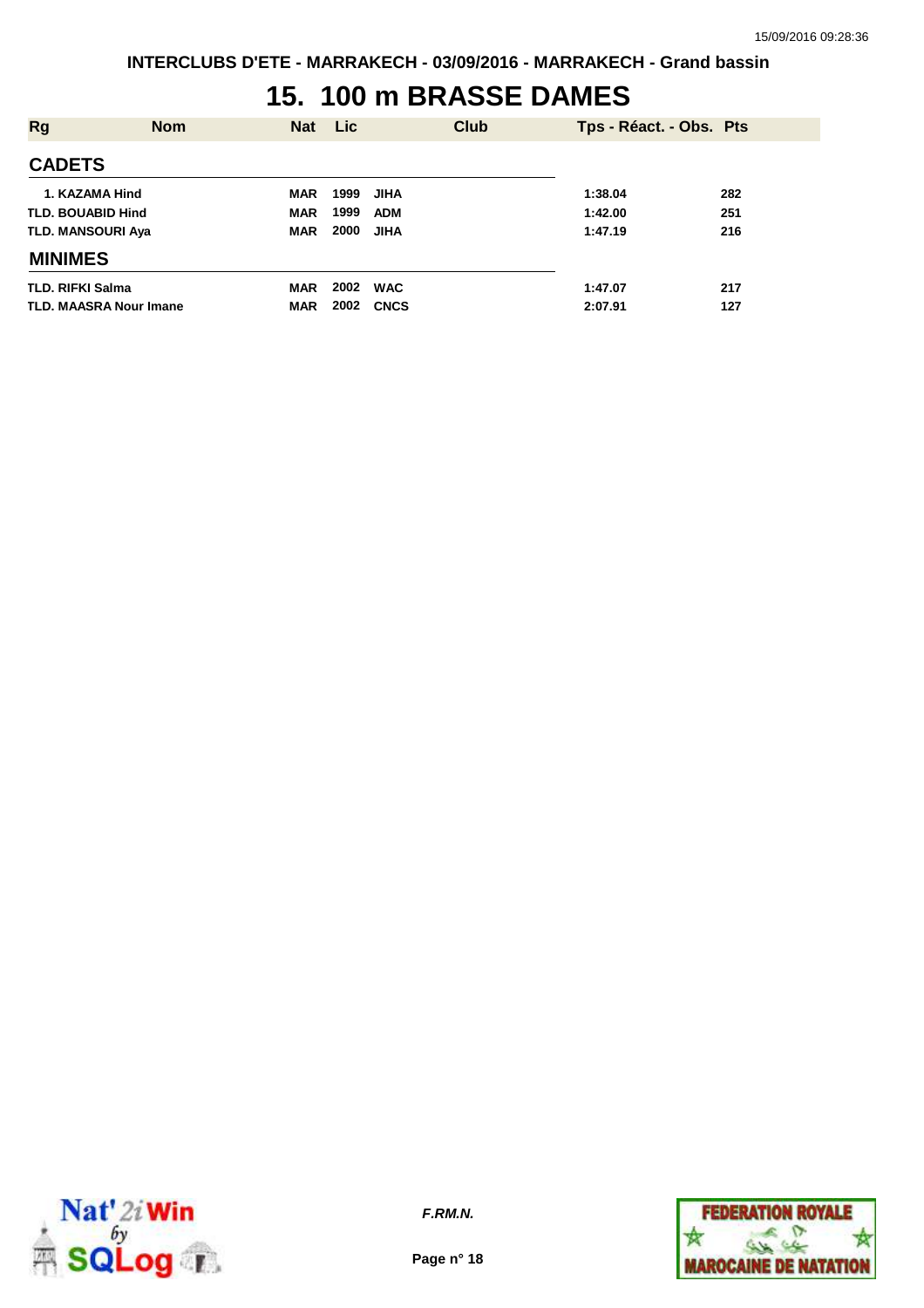INTERCLUBS D'ETE - MARRAKECH - 03/09/2016 - MARRAKECH - Grand bassin

# 15. 100 m BRASSE DAMES

| Rg | Nom | Nat | Lic | Club | Tps - Réact. - Obs. | Pts |
|---|---|---|---|---|---|---|
| **CADETS** | | | | | | |
| 1. | KAZAMA Hind | MAR | 1999 | JIHA | 1:38.04 | 282 |
| TLD. | BOUABID Hind | MAR | 1999 | ADM | 1:42.00 | 251 |
| TLD. | MANSOURI Aya | MAR | 2000 | JIHA | 1:47.19 | 216 |
| **MINIMES** | | | | | | |
| TLD. | RIFKI Salma | MAR | 2002 | WAC | 1:47.07 | 217 |
| TLD. | MAASRA Nour Imane | MAR | 2002 | CNCS | 2:07.91 | 127 |

*F.RM.N.*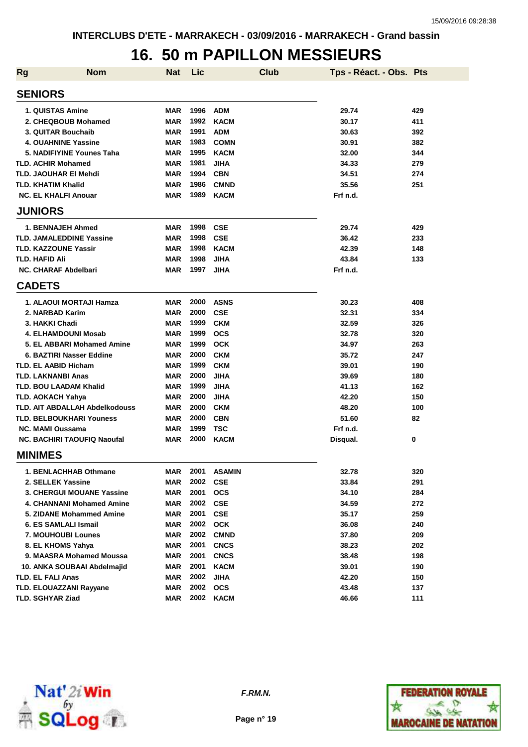INTERCLUBS D'ETE - MARRAKECH - 03/09/2016 - MARRAKECH - Grand bassin

# 16. 50 m PAPILLON MESSIEURS

| Rg | Nom | Nat | Lic | Club | Tps - Réact. - Obs. | Pts |
|---|---|---|---|---|---|---|
| **SENIORS** | | | | | | |
| 1. | QUISTAS Amine | MAR | 1996 | ADM | 29.74 | 429 |
| 2. | CHEQBOUB Mohamed | MAR | 1992 | KACM | 30.17 | 411 |
| 3. | QUITAR Bouchaib | MAR | 1991 | ADM | 30.63 | 392 |
| 4. | OUAHNINE Yassine | MAR | 1983 | COMN | 30.91 | 382 |
| 5. | NADIFIYINE Younes Taha | MAR | 1995 | KACM | 32.00 | 344 |
| TLD. | ACHIR Mohamed | MAR | 1981 | JIHA | 34.33 | 279 |
| TLD. | JAOUHAR El Mehdi | MAR | 1994 | CBN | 34.51 | 274 |
| TLD. | KHATIM Khalid | MAR | 1986 | CMND | 35.56 | 251 |
| NC. | EL KHALFI Anouar | MAR | 1989 | KACM | Frf n.d. | |
| **JUNIORS** | | | | | | |
| 1. | BENNAJEH Ahmed | MAR | 1998 | CSE | 29.74 | 429 |
| TLD. | JAMALEDDINE Yassine | MAR | 1998 | CSE | 36.42 | 233 |
| TLD. | KAZZOUNE Yassir | MAR | 1998 | KACM | 42.39 | 148 |
| TLD. | HAFID Ali | MAR | 1998 | JIHA | 43.84 | 133 |
| NC. | CHARAF Abdelbari | MAR | 1997 | JIHA | Frf n.d. | |
| **CADETS** | | | | | | |
| 1. | ALAOUI MORTAJI Hamza | MAR | 2000 | ASNS | 30.23 | 408 |
| 2. | NARBAD Karim | MAR | 2000 | CSE | 32.31 | 334 |
| 3. | HAKKI Chadi | MAR | 1999 | CKM | 32.59 | 326 |
| 4. | ELHAMDOUNI Mosab | MAR | 1999 | OCS | 32.78 | 320 |
| 5. | EL ABBARI Mohamed Amine | MAR | 1999 | OCK | 34.97 | 263 |
| 6. | BAZTIRI Nasser Eddine | MAR | 2000 | CKM | 35.72 | 247 |
| TLD. | EL AABID Hicham | MAR | 1999 | CKM | 39.01 | 190 |
| TLD. | LAKNANBI Anas | MAR | 2000 | JIHA | 39.69 | 180 |
| TLD. | BOU LAADAM Khalid | MAR | 1999 | JIHA | 41.13 | 162 |
| TLD. | AOKACH Yahya | MAR | 2000 | JIHA | 42.20 | 150 |
| TLD. | AIT ABDALLAH Abdelkodouss | MAR | 2000 | CKM | 48.20 | 100 |
| TLD. | BELBOUKHARI Youness | MAR | 2000 | CBN | 51.60 | 82 |
| NC. | MAMI Oussama | MAR | 1999 | TSC | Frf n.d. | |
| NC. | BACHIRI TAOUFIQ Naoufal | MAR | 2000 | KACM | Disqual. | 0 |
| **MINIMES** | | | | | | |
| 1. | BENLACHHAB Othmane | MAR | 2001 | ASAMIN | 32.78 | 320 |
| 2. | SELLEK Yassine | MAR | 2002 | CSE | 33.84 | 291 |
| 3. | CHERGUI MOUANE Yassine | MAR | 2001 | OCS | 34.10 | 284 |
| 4. | CHANNANI Mohamed Amine | MAR | 2002 | CSE | 34.59 | 272 |
| 5. | ZIDANE Mohammed Amine | MAR | 2001 | CSE | 35.17 | 259 |
| 6. | ES SAMLALI Ismail | MAR | 2002 | OCK | 36.08 | 240 |
| 7. | MOUHOUBI Lounes | MAR | 2002 | CMND | 37.80 | 209 |
| 8. | EL KHOMS Yahya | MAR | 2001 | CNCS | 38.23 | 202 |
| 9. | MAASRA Mohamed Moussa | MAR | 2001 | CNCS | 38.48 | 198 |
| 10. | ANKA SOUBAAI Abdelmajid | MAR | 2001 | KACM | 39.01 | 190 |
| TLD. | EL FALI Anas | MAR | 2002 | JIHA | 42.20 | 150 |
| TLD. | ELOUAZZANI Rayyane | MAR | 2002 | OCS | 43.48 | 137 |
| TLD. | SGHYAR Ziad | MAR | 2002 | KACM | 46.66 | 111 |

F.RM.N.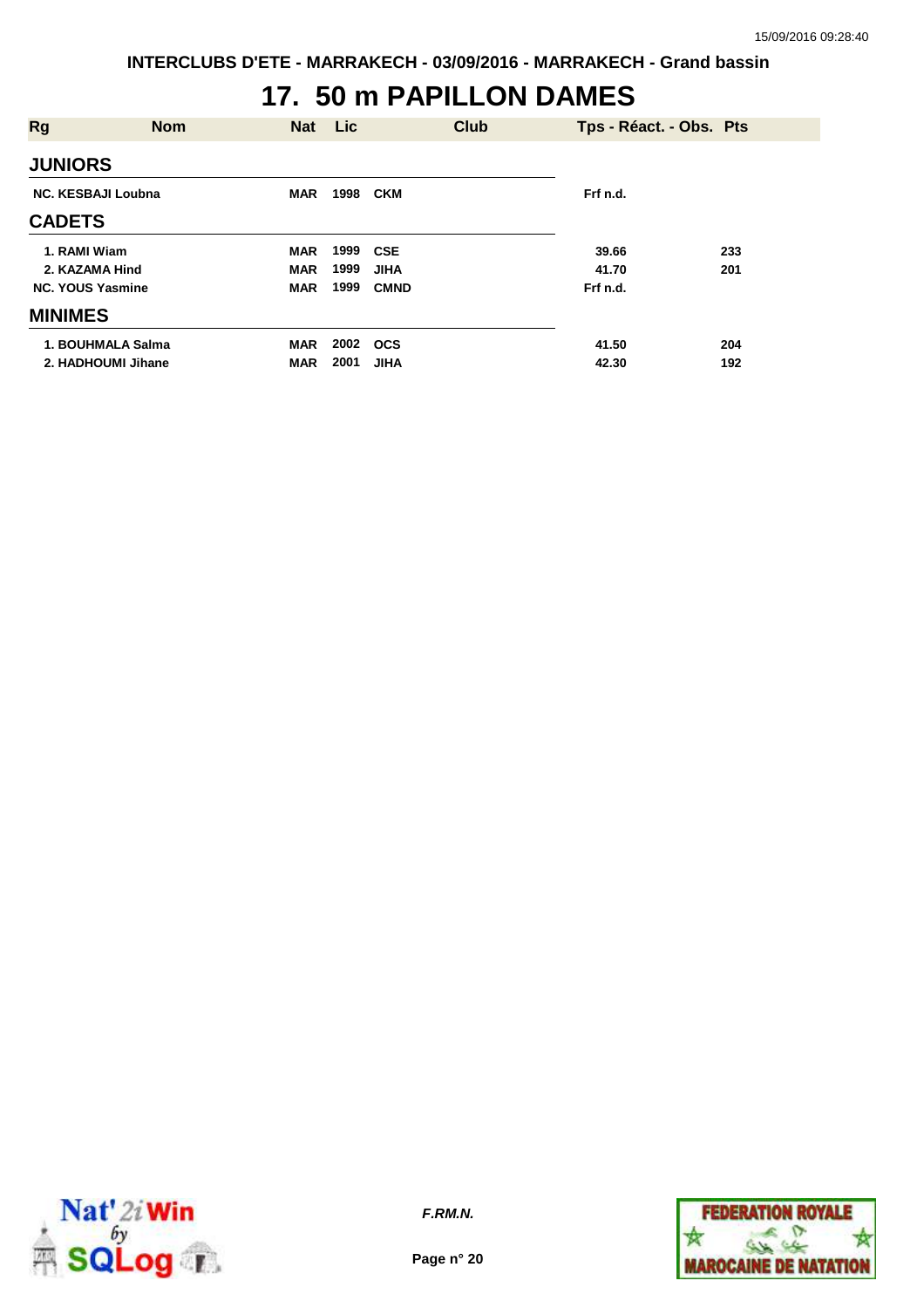# 17. 50 m PAPILLON DAMES

| Rg | Nom | Nat | Lic | Club | Tps - Réact. - Obs. | Pts |
|---|---|---|---|---|---|---|
| **JUNIORS** | | | | | | |
| NC. | KESBAJI Loubna | MAR | 1998 | CKM | Frf n.d. | |
| **CADETS** | | | | | | |
| 1. | RAMI Wiam | MAR | 1999 | CSE | 39.66 | 233 |
| 2. | KAZAMA Hind | MAR | 1999 | JIHA | 41.70 | 201 |
| NC. | YOUS Yasmine | MAR | 1999 | CMND | Frf n.d. | |
| **MINIMES** | | | | | | |
| 1. | BOUHMALA Salma | MAR | 2002 | OCS | 41.50 | 204 |
| 2. | HADHOUMI Jihane | MAR | 2001 | JIHA | 42.30 | 192 |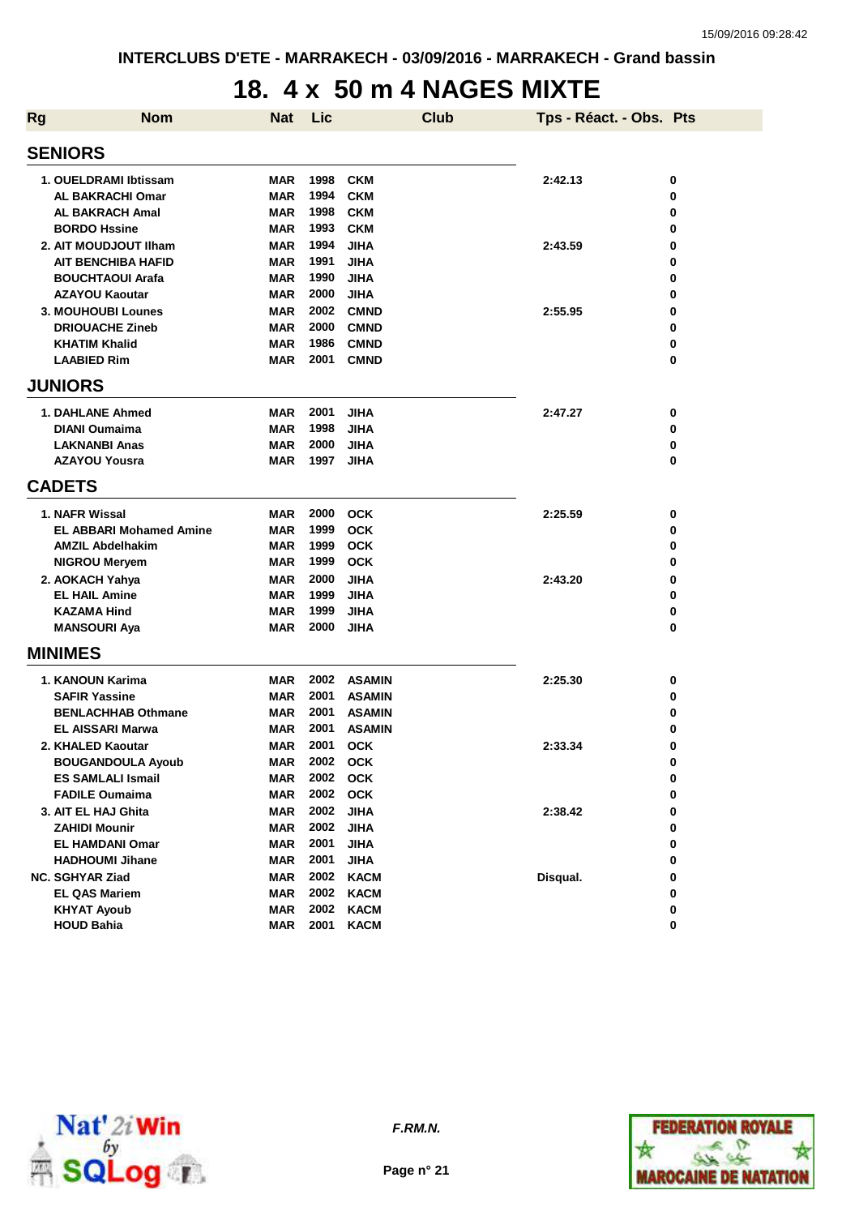INTERCLUBS D'ETE - MARRAKECH - 03/09/2016 - MARRAKECH - Grand bassin

# 18. 4 x 50 m 4 NAGES MIXTE

| Rg | Nom | Nat | Lic | Club | Tps - Réact. - Obs. | Pts |
|---|---|---|---|---|---|---|
| **SENIORS** | | | | | | |
| 1. | OUELDRAMI Ibtissam | MAR | 1998 | CKM | 2:42.13 | 0 |
| | AL BAKRACHI Omar | MAR | 1994 | CKM | | 0 |
| | AL BAKRACH Amal | MAR | 1998 | CKM | | 0 |
| | BORDO Hssine | MAR | 1993 | CKM | | 0 |
| 2. | AIT MOUDJOUT Ilham | MAR | 1994 | JIHA | 2:43.59 | 0 |
| | AIT BENCHIBA HAFID | MAR | 1991 | JIHA | | 0 |
| | BOUCHTAOUI Arafa | MAR | 1990 | JIHA | | 0 |
| | AZAYOU Kaoutar | MAR | 2000 | JIHA | | 0 |
| 3. | MOUHOUBI Lounes | MAR | 2002 | CMND | 2:55.95 | 0 |
| | DRIOUACHE Zineb | MAR | 2000 | CMND | | 0 |
| | KHATIM Khalid | MAR | 1986 | CMND | | 0 |
| | LAABIED Rim | MAR | 2001 | CMND | | 0 |
| **JUNIORS** | | | | | | |
| 1. | DAHLANE Ahmed | MAR | 2001 | JIHA | 2:47.27 | 0 |
| | DIANI Oumaima | MAR | 1998 | JIHA | | 0 |
| | LAKNANBI Anas | MAR | 2000 | JIHA | | 0 |
| | AZAYOU Yousra | MAR | 1997 | JIHA | | 0 |
| **CADETS** | | | | | | |
| 1. | NAFR Wissal | MAR | 2000 | OCK | 2:25.59 | 0 |
| | EL ABBARI Mohamed Amine | MAR | 1999 | OCK | | 0 |
| | AMZIL Abdelhakim | MAR | 1999 | OCK | | 0 |
| | NIGROU Meryem | MAR | 1999 | OCK | | 0 |
| 2. | AOKACH Yahya | MAR | 2000 | JIHA | 2:43.20 | 0 |
| | EL HAIL Amine | MAR | 1999 | JIHA | | 0 |
| | KAZAMA Hind | MAR | 1999 | JIHA | | 0 |
| | MANSOURI Aya | MAR | 2000 | JIHA | | 0 |
| **MINIMES** | | | | | | |
| 1. | KANOUN Karima | MAR | 2002 | ASAMIN | 2:25.30 | 0 |
| | SAFIR Yassine | MAR | 2001 | ASAMIN | | 0 |
| | BENLACHHAB Othmane | MAR | 2001 | ASAMIN | | 0 |
| | EL AISSARI Marwa | MAR | 2001 | ASAMIN | | 0 |
| 2. | KHALED Kaoutar | MAR | 2001 | OCK | 2:33.34 | 0 |
| | BOUGANDOULA Ayoub | MAR | 2002 | OCK | | 0 |
| | ES SAMLALI Ismail | MAR | 2002 | OCK | | 0 |
| | FADILE Oumaima | MAR | 2002 | OCK | | 0 |
| 3. | AIT EL HAJ Ghita | MAR | 2002 | JIHA | 2:38.42 | 0 |
| | ZAHIDI Mounir | MAR | 2002 | JIHA | | 0 |
| | EL HAMDANI Omar | MAR | 2001 | JIHA | | 0 |
| | HADHOUMI Jihane | MAR | 2001 | JIHA | | 0 |
| NC. | SGHYAR Ziad | MAR | 2002 | KACM | Disqual. | 0 |
| | EL QAS Mariem | MAR | 2002 | KACM | | 0 |
| | KHYAT Ayoub | MAR | 2002 | KACM | | 0 |
| | HOUD Bahia | MAR | 2001 | KACM | | 0 |